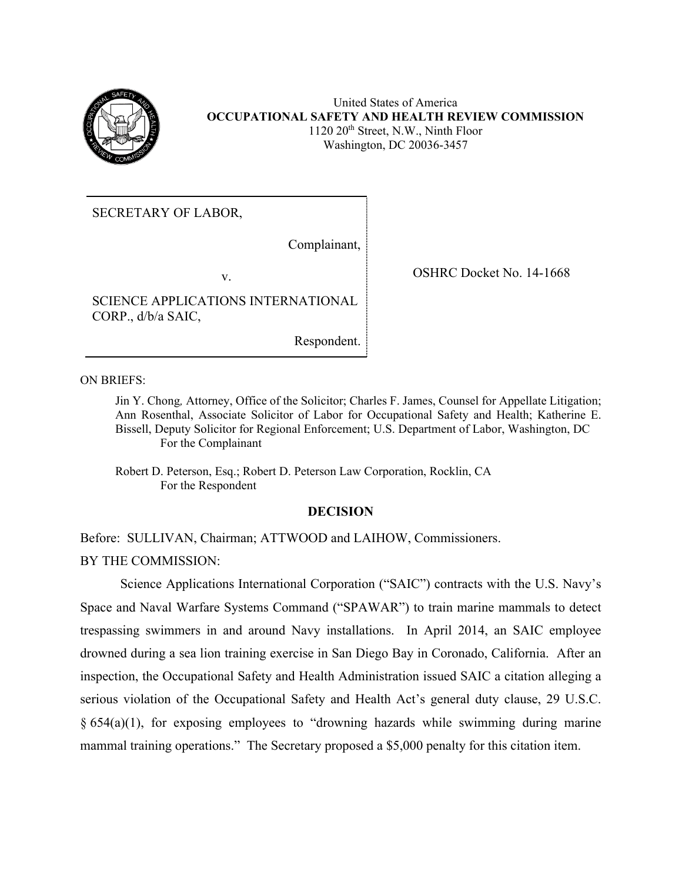United States of America
**OCCUPATIONAL SAFETY AND HEALTH REVIEW COMMISSION**
1120 20th Street, N.W., Ninth Floor
Washington, DC 20036-3457

| | |
|---|---|
| SECRETARY OF LABOR, Complainant, v. SCIENCE APPLICATIONS INTERNATIONAL CORP., d/b/a SAIC, Respondent. | OSHRC Docket No. 14-1668 |

ON BRIEFS:

Jin Y. Chong, Attorney, Office of the Solicitor; Charles F. James, Counsel for Appellate Litigation; Ann Rosenthal, Associate Solicitor of Labor for Occupational Safety and Health; Katherine E. Bissell, Deputy Solicitor for Regional Enforcement; U.S. Department of Labor, Washington, DC
For the Complainant

Robert D. Peterson, Esq.; Robert D. Peterson Law Corporation, Rocklin, CA
For the Respondent

## DECISION

Before: SULLIVAN, Chairman; ATTWOOD and LAIHOW, Commissioners.

BY THE COMMISSION:

Science Applications International Corporation ("SAIC") contracts with the U.S. Navy's Space and Naval Warfare Systems Command ("SPAWAR") to train marine mammals to detect trespassing swimmers in and around Navy installations. In April 2014, an SAIC employee drowned during a sea lion training exercise in San Diego Bay in Coronado, California. After an inspection, the Occupational Safety and Health Administration issued SAIC a citation alleging a serious violation of the Occupational Safety and Health Act's general duty clause, 29 U.S.C. § 654(a)(1), for exposing employees to "drowning hazards while swimming during marine mammal training operations." The Secretary proposed a $5,000 penalty for this citation item.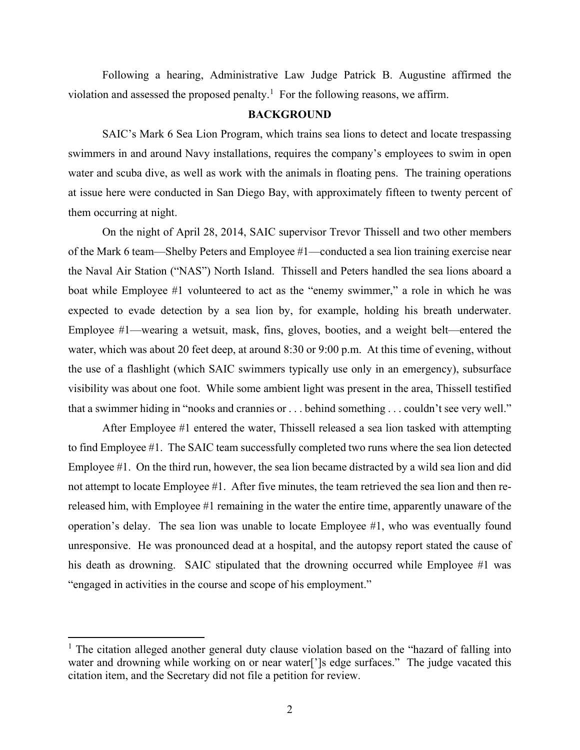Following a hearing, Administrative Law Judge Patrick B. Augustine affirmed the violation and assessed the proposed penalty.[1] For the following reasons, we affirm.

## BACKGROUND

SAIC's Mark 6 Sea Lion Program, which trains sea lions to detect and locate trespassing swimmers in and around Navy installations, requires the company's employees to swim in open water and scuba dive, as well as work with the animals in floating pens. The training operations at issue here were conducted in San Diego Bay, with approximately fifteen to twenty percent of them occurring at night.

On the night of April 28, 2014, SAIC supervisor Trevor Thissell and two other members of the Mark 6 team—Shelby Peters and Employee #1—conducted a sea lion training exercise near the Naval Air Station ("NAS") North Island. Thissell and Peters handled the sea lions aboard a boat while Employee #1 volunteered to act as the "enemy swimmer," a role in which he was expected to evade detection by a sea lion by, for example, holding his breath underwater. Employee #1—wearing a wetsuit, mask, fins, gloves, booties, and a weight belt—entered the water, which was about 20 feet deep, at around 8:30 or 9:00 p.m. At this time of evening, without the use of a flashlight (which SAIC swimmers typically use only in an emergency), subsurface visibility was about one foot. While some ambient light was present in the area, Thissell testified that a swimmer hiding in "nooks and crannies or . . . behind something . . . couldn't see very well."

After Employee #1 entered the water, Thissell released a sea lion tasked with attempting to find Employee #1. The SAIC team successfully completed two runs where the sea lion detected Employee #1. On the third run, however, the sea lion became distracted by a wild sea lion and did not attempt to locate Employee #1. After five minutes, the team retrieved the sea lion and then re-released him, with Employee #1 remaining in the water the entire time, apparently unaware of the operation's delay. The sea lion was unable to locate Employee #1, who was eventually found unresponsive. He was pronounced dead at a hospital, and the autopsy report stated the cause of his death as drowning. SAIC stipulated that the drowning occurred while Employee #1 was "engaged in activities in the course and scope of his employment."

---

[1] The citation alleged another general duty clause violation based on the "hazard of falling into water and drowning while working on or near water[']s edge surfaces." The judge vacated this citation item, and the Secretary did not file a petition for review.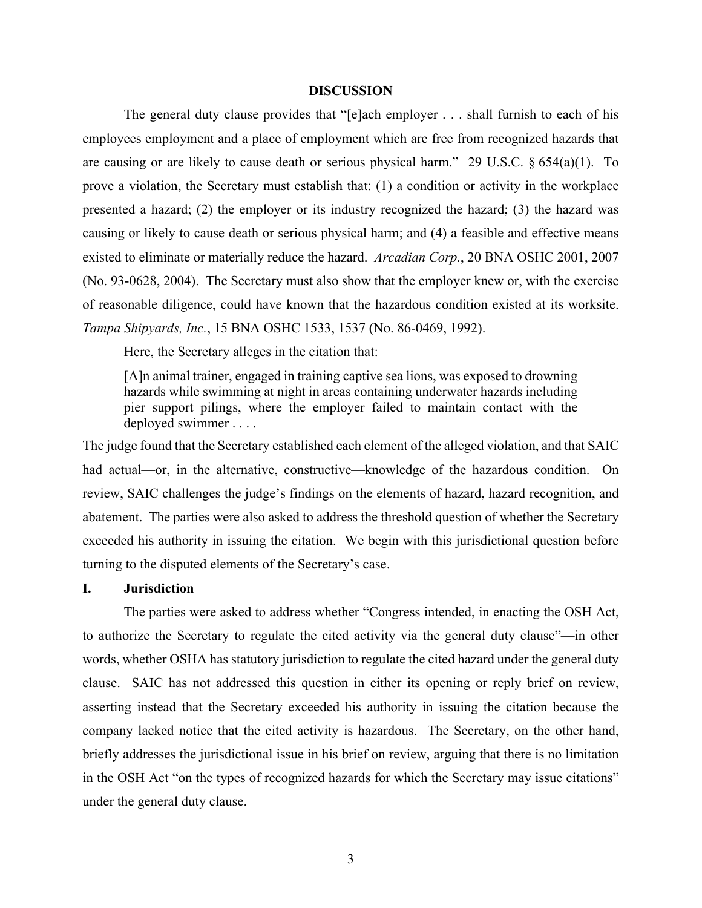## DISCUSSION

The general duty clause provides that "[e]ach employer . . . shall furnish to each of his employees employment and a place of employment which are free from recognized hazards that are causing or are likely to cause death or serious physical harm." 29 U.S.C. § 654(a)(1). To prove a violation, the Secretary must establish that: (1) a condition or activity in the workplace presented a hazard; (2) the employer or its industry recognized the hazard; (3) the hazard was causing or likely to cause death or serious physical harm; and (4) a feasible and effective means existed to eliminate or materially reduce the hazard. *Arcadian Corp.*, 20 BNA OSHC 2001, 2007 (No. 93-0628, 2004). The Secretary must also show that the employer knew or, with the exercise of reasonable diligence, could have known that the hazardous condition existed at its worksite. *Tampa Shipyards, Inc.*, 15 BNA OSHC 1533, 1537 (No. 86-0469, 1992).

Here, the Secretary alleges in the citation that:

> [A]n animal trainer, engaged in training captive sea lions, was exposed to drowning hazards while swimming at night in areas containing underwater hazards including pier support pilings, where the employer failed to maintain contact with the deployed swimmer . . . .

The judge found that the Secretary established each element of the alleged violation, and that SAIC had actual—or, in the alternative, constructive—knowledge of the hazardous condition. On review, SAIC challenges the judge's findings on the elements of hazard, hazard recognition, and abatement. The parties were also asked to address the threshold question of whether the Secretary exceeded his authority in issuing the citation. We begin with this jurisdictional question before turning to the disputed elements of the Secretary's case.

### I. Jurisdiction

The parties were asked to address whether "Congress intended, in enacting the OSH Act, to authorize the Secretary to regulate the cited activity via the general duty clause"—in other words, whether OSHA has statutory jurisdiction to regulate the cited hazard under the general duty clause. SAIC has not addressed this question in either its opening or reply brief on review, asserting instead that the Secretary exceeded his authority in issuing the citation because the company lacked notice that the cited activity is hazardous. The Secretary, on the other hand, briefly addresses the jurisdictional issue in his brief on review, arguing that there is no limitation in the OSH Act "on the types of recognized hazards for which the Secretary may issue citations" under the general duty clause.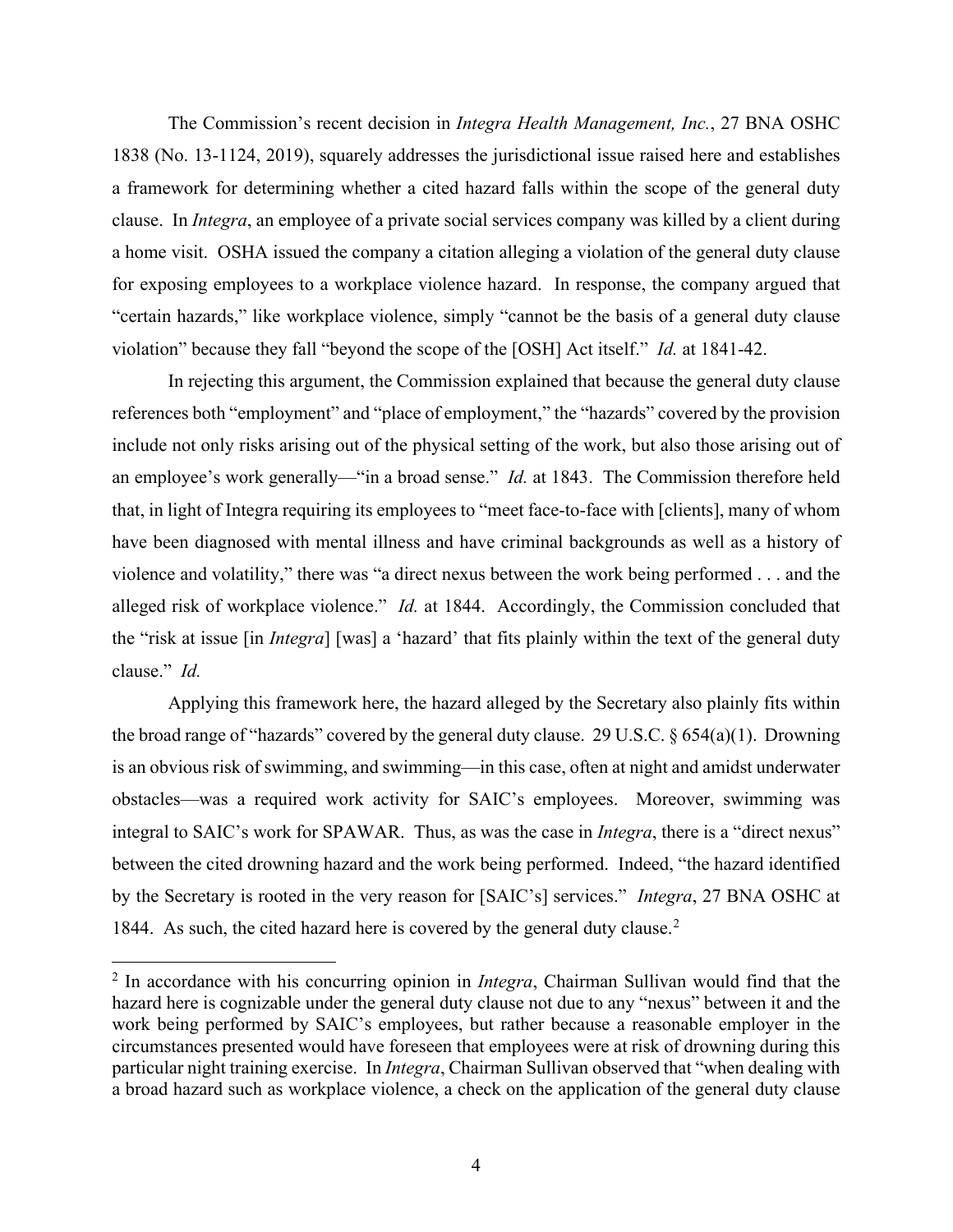The Commission's recent decision in *Integra Health Management, Inc.*, 27 BNA OSHC 1838 (No. 13-1124, 2019), squarely addresses the jurisdictional issue raised here and establishes a framework for determining whether a cited hazard falls within the scope of the general duty clause. In *Integra*, an employee of a private social services company was killed by a client during a home visit. OSHA issued the company a citation alleging a violation of the general duty clause for exposing employees to a workplace violence hazard. In response, the company argued that "certain hazards," like workplace violence, simply "cannot be the basis of a general duty clause violation" because they fall "beyond the scope of the [OSH] Act itself." *Id.* at 1841-42.

In rejecting this argument, the Commission explained that because the general duty clause references both "employment" and "place of employment," the "hazards" covered by the provision include not only risks arising out of the physical setting of the work, but also those arising out of an employee's work generally—"in a broad sense." *Id.* at 1843. The Commission therefore held that, in light of Integra requiring its employees to "meet face-to-face with [clients], many of whom have been diagnosed with mental illness and have criminal backgrounds as well as a history of violence and volatility," there was "a direct nexus between the work being performed . . . and the alleged risk of workplace violence." *Id.* at 1844. Accordingly, the Commission concluded that the "risk at issue [in *Integra*] [was] a 'hazard' that fits plainly within the text of the general duty clause." *Id.*

Applying this framework here, the hazard alleged by the Secretary also plainly fits within the broad range of "hazards" covered by the general duty clause. 29 U.S.C. § 654(a)(1). Drowning is an obvious risk of swimming, and swimming—in this case, often at night and amidst underwater obstacles—was a required work activity for SAIC's employees. Moreover, swimming was integral to SAIC's work for SPAWAR. Thus, as was the case in *Integra*, there is a "direct nexus" between the cited drowning hazard and the work being performed. Indeed, "the hazard identified by the Secretary is rooted in the very reason for [SAIC's] services." *Integra*, 27 BNA OSHC at 1844. As such, the cited hazard here is covered by the general duty clause.[2]

[2] In accordance with his concurring opinion in *Integra*, Chairman Sullivan would find that the hazard here is cognizable under the general duty clause not due to any "nexus" between it and the work being performed by SAIC's employees, but rather because a reasonable employer in the circumstances presented would have foreseen that employees were at risk of drowning during this particular night training exercise. In *Integra*, Chairman Sullivan observed that "when dealing with a broad hazard such as workplace violence, a check on the application of the general duty clause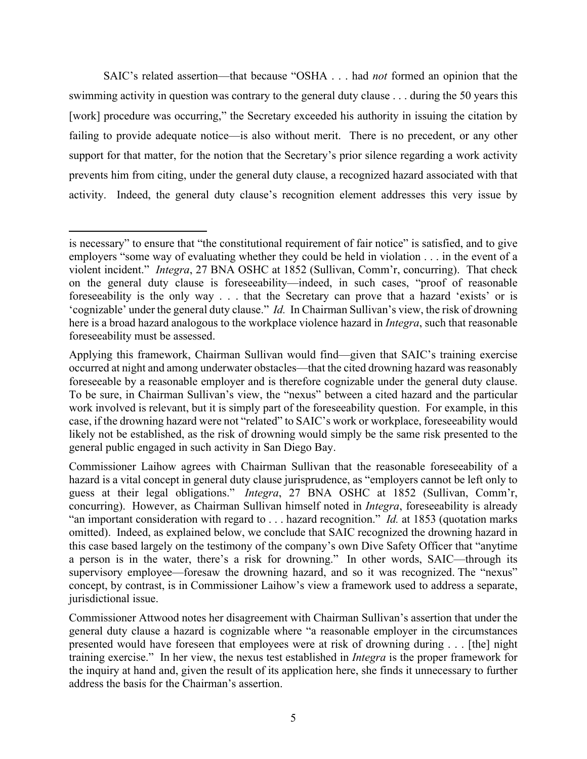SAIC's related assertion—that because "OSHA . . . had *not* formed an opinion that the swimming activity in question was contrary to the general duty clause . . . during the 50 years this [work] procedure was occurring," the Secretary exceeded his authority in issuing the citation by failing to provide adequate notice—is also without merit. There is no precedent, or any other support for that matter, for the notion that the Secretary's prior silence regarding a work activity prevents him from citing, under the general duty clause, a recognized hazard associated with that activity. Indeed, the general duty clause's recognition element addresses this very issue by

---

is necessary" to ensure that "the constitutional requirement of fair notice" is satisfied, and to give employers "some way of evaluating whether they could be held in violation . . . in the event of a violent incident." *Integra*, 27 BNA OSHC at 1852 (Sullivan, Comm'r, concurring). That check on the general duty clause is foreseeability—indeed, in such cases, "proof of reasonable foreseeability is the only way . . . that the Secretary can prove that a hazard 'exists' or is 'cognizable' under the general duty clause." *Id.* In Chairman Sullivan's view, the risk of drowning here is a broad hazard analogous to the workplace violence hazard in *Integra*, such that reasonable foreseeability must be assessed.

Applying this framework, Chairman Sullivan would find—given that SAIC's training exercise occurred at night and among underwater obstacles—that the cited drowning hazard was reasonably foreseeable by a reasonable employer and is therefore cognizable under the general duty clause. To be sure, in Chairman Sullivan's view, the "nexus" between a cited hazard and the particular work involved is relevant, but it is simply part of the foreseeability question. For example, in this case, if the drowning hazard were not "related" to SAIC's work or workplace, foreseeability would likely not be established, as the risk of drowning would simply be the same risk presented to the general public engaged in such activity in San Diego Bay.

Commissioner Laihow agrees with Chairman Sullivan that the reasonable foreseeability of a hazard is a vital concept in general duty clause jurisprudence, as "employers cannot be left only to guess at their legal obligations." *Integra*, 27 BNA OSHC at 1852 (Sullivan, Comm'r, concurring). However, as Chairman Sullivan himself noted in *Integra*, foreseeability is already "an important consideration with regard to . . . hazard recognition." *Id.* at 1853 (quotation marks omitted). Indeed, as explained below, we conclude that SAIC recognized the drowning hazard in this case based largely on the testimony of the company's own Dive Safety Officer that "anytime a person is in the water, there's a risk for drowning." In other words, SAIC—through its supervisory employee—foresaw the drowning hazard, and so it was recognized. The "nexus" concept, by contrast, is in Commissioner Laihow's view a framework used to address a separate, jurisdictional issue.

Commissioner Attwood notes her disagreement with Chairman Sullivan's assertion that under the general duty clause a hazard is cognizable where "a reasonable employer in the circumstances presented would have foreseen that employees were at risk of drowning during . . . [the] night training exercise." In her view, the nexus test established in *Integra* is the proper framework for the inquiry at hand and, given the result of its application here, she finds it unnecessary to further address the basis for the Chairman's assertion.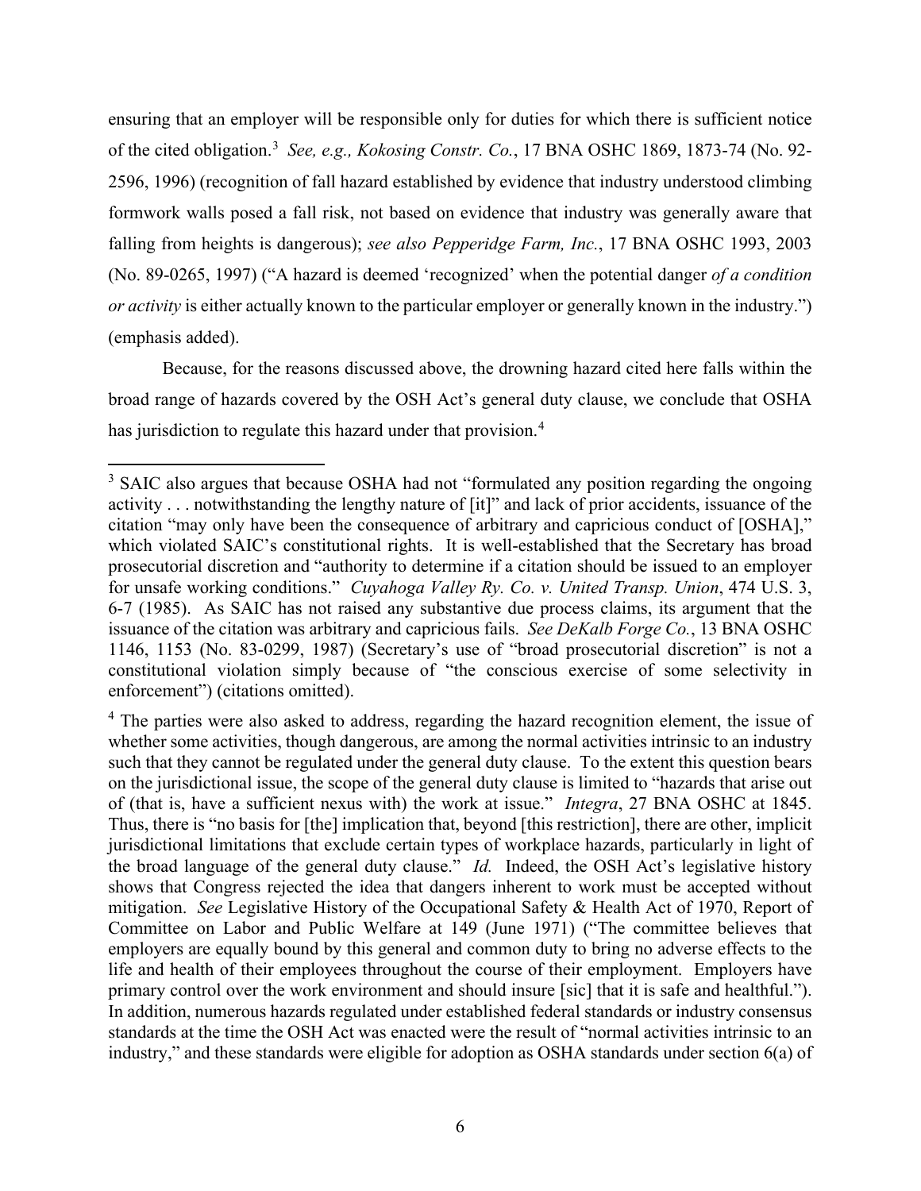ensuring that an employer will be responsible only for duties for which there is sufficient notice of the cited obligation.[3] *See, e.g., Kokosing Constr. Co.*, 17 BNA OSHC 1869, 1873-74 (No. 92-2596, 1996) (recognition of fall hazard established by evidence that industry understood climbing formwork walls posed a fall risk, not based on evidence that industry was generally aware that falling from heights is dangerous); *see also Pepperidge Farm, Inc.*, 17 BNA OSHC 1993, 2003 (No. 89-0265, 1997) ("A hazard is deemed 'recognized' when the potential danger *of a condition or activity* is either actually known to the particular employer or generally known in the industry.") (emphasis added).

Because, for the reasons discussed above, the drowning hazard cited here falls within the broad range of hazards covered by the OSH Act's general duty clause, we conclude that OSHA has jurisdiction to regulate this hazard under that provision.[4]

---

[3] SAIC also argues that because OSHA had not "formulated any position regarding the ongoing activity . . . notwithstanding the lengthy nature of [it]" and lack of prior accidents, issuance of the citation "may only have been the consequence of arbitrary and capricious conduct of [OSHA]," which violated SAIC's constitutional rights. It is well-established that the Secretary has broad prosecutorial discretion and "authority to determine if a citation should be issued to an employer for unsafe working conditions." *Cuyahoga Valley Ry. Co. v. United Transp. Union*, 474 U.S. 3, 6-7 (1985). As SAIC has not raised any substantive due process claims, its argument that the issuance of the citation was arbitrary and capricious fails. *See DeKalb Forge Co.*, 13 BNA OSHC 1146, 1153 (No. 83-0299, 1987) (Secretary's use of "broad prosecutorial discretion" is not a constitutional violation simply because of "the conscious exercise of some selectivity in enforcement") (citations omitted).

[4] The parties were also asked to address, regarding the hazard recognition element, the issue of whether some activities, though dangerous, are among the normal activities intrinsic to an industry such that they cannot be regulated under the general duty clause. To the extent this question bears on the jurisdictional issue, the scope of the general duty clause is limited to "hazards that arise out of (that is, have a sufficient nexus with) the work at issue." *Integra*, 27 BNA OSHC at 1845. Thus, there is "no basis for [the] implication that, beyond [this restriction], there are other, implicit jurisdictional limitations that exclude certain types of workplace hazards, particularly in light of the broad language of the general duty clause." *Id.* Indeed, the OSH Act's legislative history shows that Congress rejected the idea that dangers inherent to work must be accepted without mitigation. *See* Legislative History of the Occupational Safety & Health Act of 1970, Report of Committee on Labor and Public Welfare at 149 (June 1971) ("The committee believes that employers are equally bound by this general and common duty to bring no adverse effects to the life and health of their employees throughout the course of their employment. Employers have primary control over the work environment and should insure [sic] that it is safe and healthful."). In addition, numerous hazards regulated under established federal standards or industry consensus standards at the time the OSH Act was enacted were the result of "normal activities intrinsic to an industry," and these standards were eligible for adoption as OSHA standards under section 6(a) of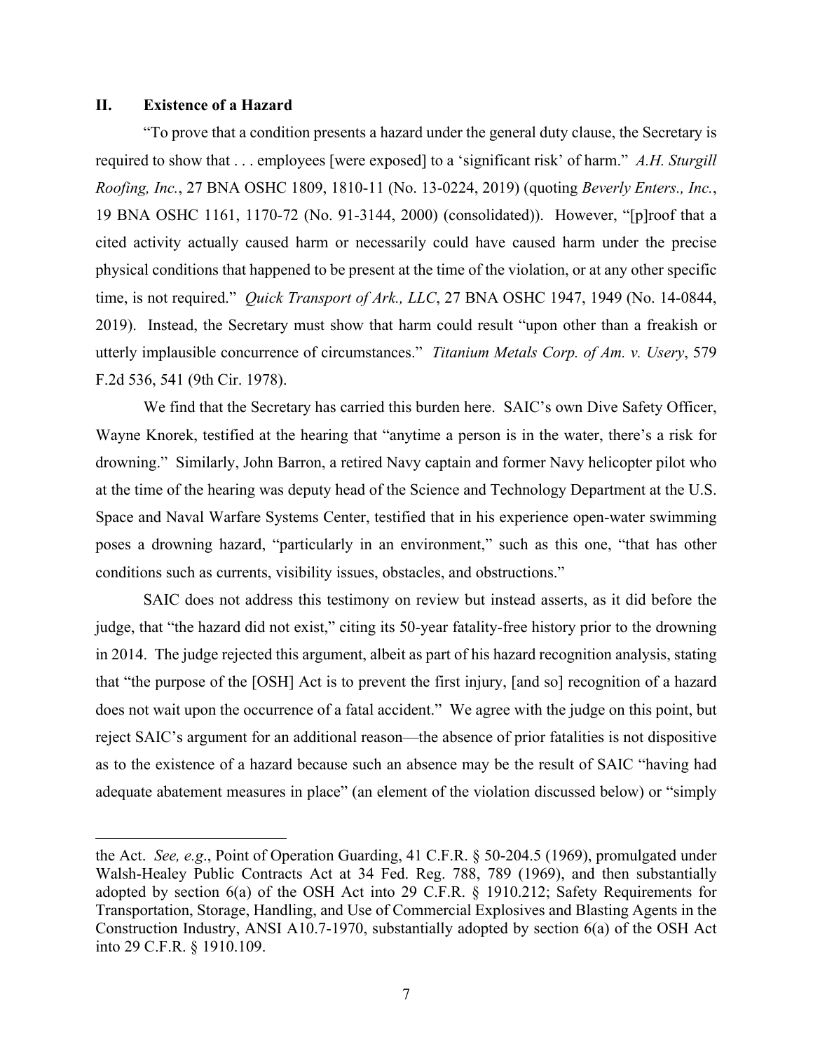## II. Existence of a Hazard

"To prove that a condition presents a hazard under the general duty clause, the Secretary is required to show that . . . employees [were exposed] to a 'significant risk' of harm." *A.H. Sturgill Roofing, Inc.*, 27 BNA OSHC 1809, 1810-11 (No. 13-0224, 2019) (quoting *Beverly Enters., Inc.*, 19 BNA OSHC 1161, 1170-72 (No. 91-3144, 2000) (consolidated)). However, "[p]roof that a cited activity actually caused harm or necessarily could have caused harm under the precise physical conditions that happened to be present at the time of the violation, or at any other specific time, is not required." *Quick Transport of Ark., LLC*, 27 BNA OSHC 1947, 1949 (No. 14-0844, 2019). Instead, the Secretary must show that harm could result "upon other than a freakish or utterly implausible concurrence of circumstances." *Titanium Metals Corp. of Am. v. Usery*, 579 F.2d 536, 541 (9th Cir. 1978).

We find that the Secretary has carried this burden here. SAIC's own Dive Safety Officer, Wayne Knorek, testified at the hearing that "anytime a person is in the water, there's a risk for drowning." Similarly, John Barron, a retired Navy captain and former Navy helicopter pilot who at the time of the hearing was deputy head of the Science and Technology Department at the U.S. Space and Naval Warfare Systems Center, testified that in his experience open-water swimming poses a drowning hazard, "particularly in an environment," such as this one, "that has other conditions such as currents, visibility issues, obstacles, and obstructions."

SAIC does not address this testimony on review but instead asserts, as it did before the judge, that "the hazard did not exist," citing its 50-year fatality-free history prior to the drowning in 2014. The judge rejected this argument, albeit as part of his hazard recognition analysis, stating that "the purpose of the [OSH] Act is to prevent the first injury, [and so] recognition of a hazard does not wait upon the occurrence of a fatal accident." We agree with the judge on this point, but reject SAIC's argument for an additional reason—the absence of prior fatalities is not dispositive as to the existence of a hazard because such an absence may be the result of SAIC "having had adequate abatement measures in place" (an element of the violation discussed below) or "simply

---

the Act. *See, e.g*., Point of Operation Guarding, 41 C.F.R. § 50-204.5 (1969), promulgated under Walsh-Healey Public Contracts Act at 34 Fed. Reg. 788, 789 (1969), and then substantially adopted by section 6(a) of the OSH Act into 29 C.F.R. § 1910.212; Safety Requirements for Transportation, Storage, Handling, and Use of Commercial Explosives and Blasting Agents in the Construction Industry, ANSI A10.7-1970, substantially adopted by section 6(a) of the OSH Act into 29 C.F.R. § 1910.109.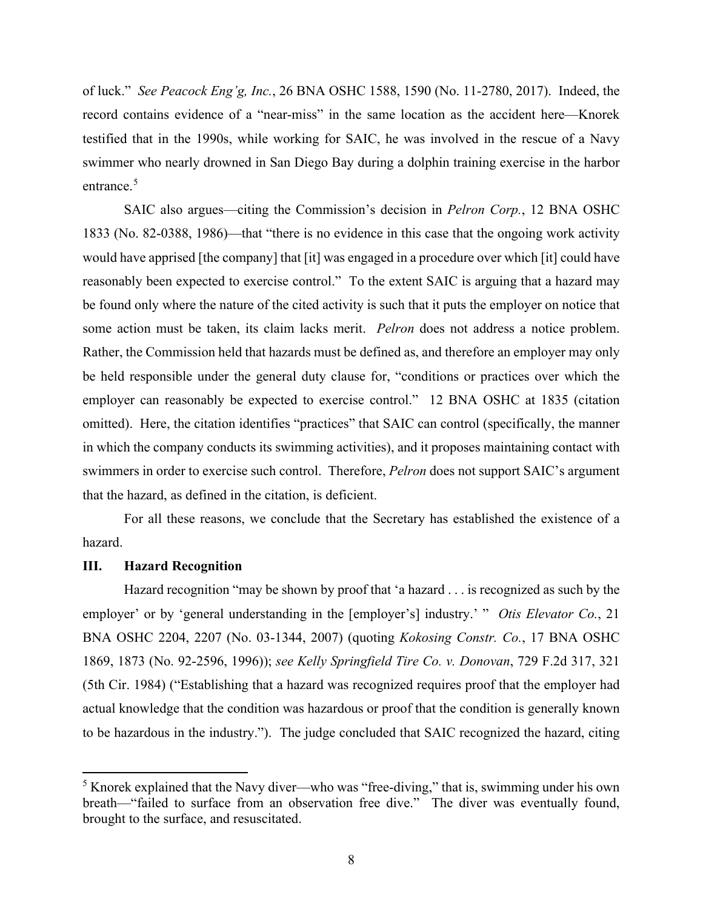of luck." *See Peacock Eng'g, Inc.*, 26 BNA OSHC 1588, 1590 (No. 11-2780, 2017). Indeed, the record contains evidence of a "near-miss" in the same location as the accident here—Knorek testified that in the 1990s, while working for SAIC, he was involved in the rescue of a Navy swimmer who nearly drowned in San Diego Bay during a dolphin training exercise in the harbor entrance.[5]

SAIC also argues—citing the Commission's decision in *Pelron Corp.*, 12 BNA OSHC 1833 (No. 82-0388, 1986)—that "there is no evidence in this case that the ongoing work activity would have apprised [the company] that [it] was engaged in a procedure over which [it] could have reasonably been expected to exercise control." To the extent SAIC is arguing that a hazard may be found only where the nature of the cited activity is such that it puts the employer on notice that some action must be taken, its claim lacks merit. *Pelron* does not address a notice problem. Rather, the Commission held that hazards must be defined as, and therefore an employer may only be held responsible under the general duty clause for, "conditions or practices over which the employer can reasonably be expected to exercise control." 12 BNA OSHC at 1835 (citation omitted). Here, the citation identifies "practices" that SAIC can control (specifically, the manner in which the company conducts its swimming activities), and it proposes maintaining contact with swimmers in order to exercise such control. Therefore, *Pelron* does not support SAIC's argument that the hazard, as defined in the citation, is deficient.

For all these reasons, we conclude that the Secretary has established the existence of a hazard.

## III. Hazard Recognition

Hazard recognition "may be shown by proof that 'a hazard . . . is recognized as such by the employer' or by 'general understanding in the [employer's] industry.' " *Otis Elevator Co.*, 21 BNA OSHC 2204, 2207 (No. 03-1344, 2007) (quoting *Kokosing Constr. Co.*, 17 BNA OSHC 1869, 1873 (No. 92-2596, 1996)); *see Kelly Springfield Tire Co. v. Donovan*, 729 F.2d 317, 321 (5th Cir. 1984) ("Establishing that a hazard was recognized requires proof that the employer had actual knowledge that the condition was hazardous or proof that the condition is generally known to be hazardous in the industry."). The judge concluded that SAIC recognized the hazard, citing

[5] Knorek explained that the Navy diver—who was "free-diving," that is, swimming under his own breath—"failed to surface from an observation free dive." The diver was eventually found, brought to the surface, and resuscitated.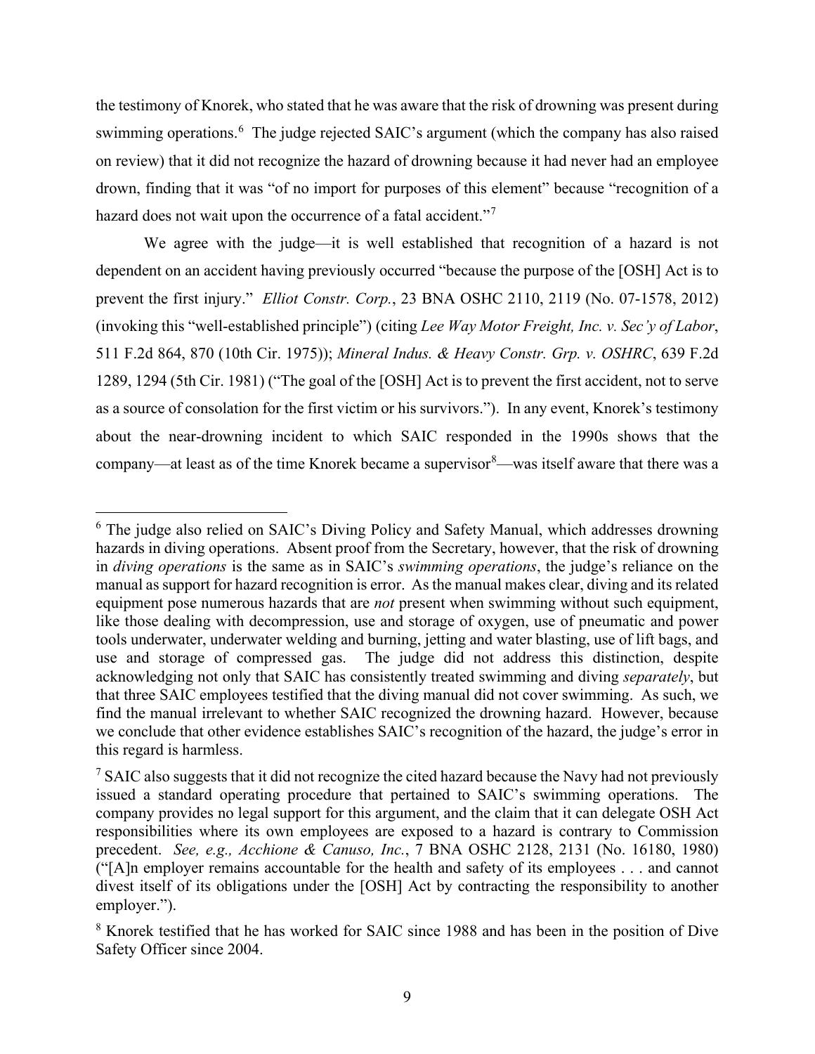the testimony of Knorek, who stated that he was aware that the risk of drowning was present during swimming operations.[6] The judge rejected SAIC's argument (which the company has also raised on review) that it did not recognize the hazard of drowning because it had never had an employee drown, finding that it was "of no import for purposes of this element" because "recognition of a hazard does not wait upon the occurrence of a fatal accident."[7]

We agree with the judge—it is well established that recognition of a hazard is not dependent on an accident having previously occurred "because the purpose of the [OSH] Act is to prevent the first injury." *Elliot Constr. Corp.*, 23 BNA OSHC 2110, 2119 (No. 07-1578, 2012) (invoking this "well-established principle") (citing *Lee Way Motor Freight, Inc. v. Sec'y of Labor*, 511 F.2d 864, 870 (10th Cir. 1975)); *Mineral Indus. & Heavy Constr. Grp. v. OSHRC*, 639 F.2d 1289, 1294 (5th Cir. 1981) ("The goal of the [OSH] Act is to prevent the first accident, not to serve as a source of consolation for the first victim or his survivors."). In any event, Knorek's testimony about the near-drowning incident to which SAIC responded in the 1990s shows that the company—at least as of the time Knorek became a supervisor[8]—was itself aware that there was a

[6] The judge also relied on SAIC's Diving Policy and Safety Manual, which addresses drowning hazards in diving operations. Absent proof from the Secretary, however, that the risk of drowning in *diving operations* is the same as in SAIC's *swimming operations*, the judge's reliance on the manual as support for hazard recognition is error. As the manual makes clear, diving and its related equipment pose numerous hazards that are *not* present when swimming without such equipment, like those dealing with decompression, use and storage of oxygen, use of pneumatic and power tools underwater, underwater welding and burning, jetting and water blasting, use of lift bags, and use and storage of compressed gas. The judge did not address this distinction, despite acknowledging not only that SAIC has consistently treated swimming and diving *separately*, but that three SAIC employees testified that the diving manual did not cover swimming. As such, we find the manual irrelevant to whether SAIC recognized the drowning hazard. However, because we conclude that other evidence establishes SAIC's recognition of the hazard, the judge's error in this regard is harmless.

[7] SAIC also suggests that it did not recognize the cited hazard because the Navy had not previously issued a standard operating procedure that pertained to SAIC's swimming operations. The company provides no legal support for this argument, and the claim that it can delegate OSH Act responsibilities where its own employees are exposed to a hazard is contrary to Commission precedent. *See, e.g., Acchione & Canuso, Inc.*, 7 BNA OSHC 2128, 2131 (No. 16180, 1980) ("[A]n employer remains accountable for the health and safety of its employees . . . and cannot divest itself of its obligations under the [OSH] Act by contracting the responsibility to another employer.").

[8] Knorek testified that he has worked for SAIC since 1988 and has been in the position of Dive Safety Officer since 2004.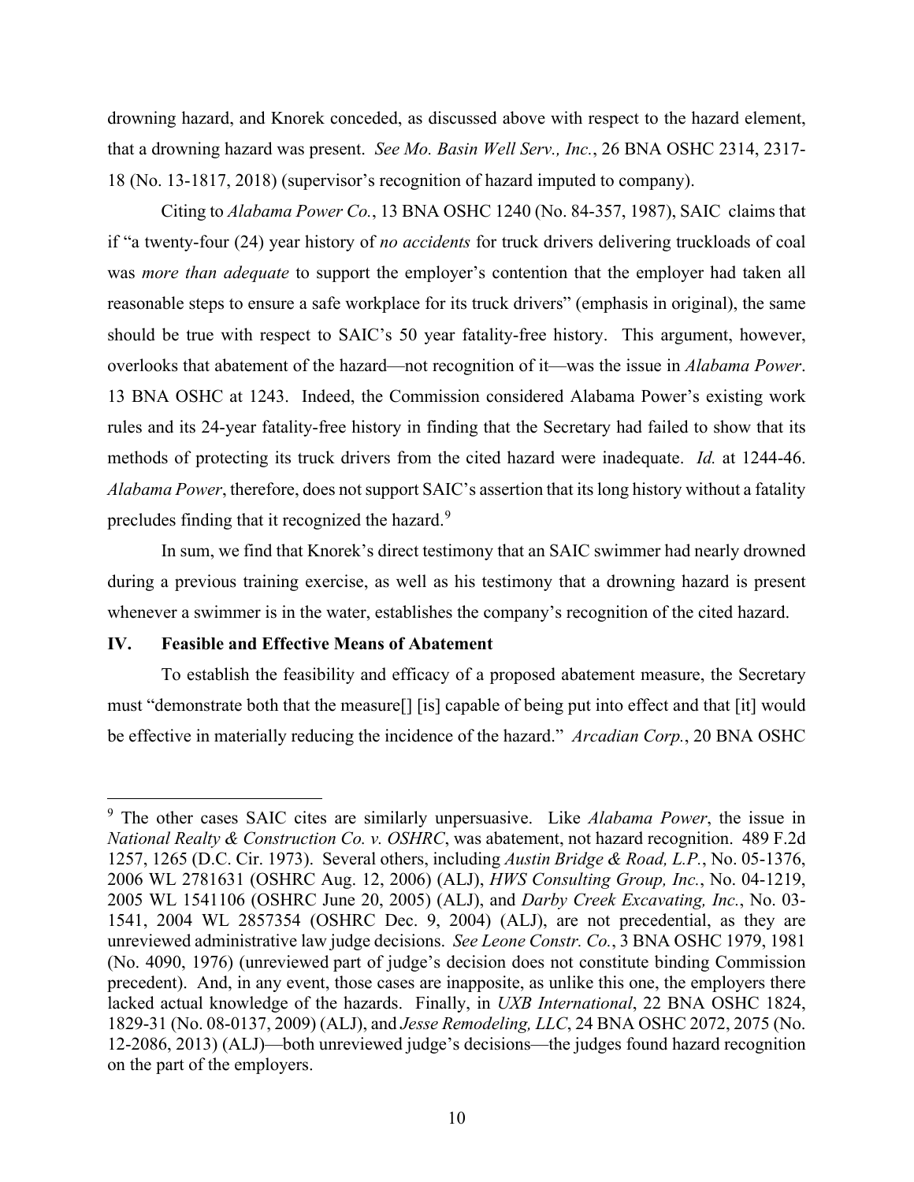drowning hazard, and Knorek conceded, as discussed above with respect to the hazard element, that a drowning hazard was present. *See Mo. Basin Well Serv., Inc.*, 26 BNA OSHC 2314, 2317-18 (No. 13-1817, 2018) (supervisor's recognition of hazard imputed to company).

Citing to *Alabama Power Co.*, 13 BNA OSHC 1240 (No. 84-357, 1987), SAIC claims that if "a twenty-four (24) year history of *no accidents* for truck drivers delivering truckloads of coal was *more than adequate* to support the employer's contention that the employer had taken all reasonable steps to ensure a safe workplace for its truck drivers" (emphasis in original), the same should be true with respect to SAIC's 50 year fatality-free history. This argument, however, overlooks that abatement of the hazard—not recognition of it—was the issue in *Alabama Power*. 13 BNA OSHC at 1243. Indeed, the Commission considered Alabama Power's existing work rules and its 24-year fatality-free history in finding that the Secretary had failed to show that its methods of protecting its truck drivers from the cited hazard were inadequate. *Id.* at 1244-46. *Alabama Power*, therefore, does not support SAIC's assertion that its long history without a fatality precludes finding that it recognized the hazard.[9]

In sum, we find that Knorek's direct testimony that an SAIC swimmer had nearly drowned during a previous training exercise, as well as his testimony that a drowning hazard is present whenever a swimmer is in the water, establishes the company's recognition of the cited hazard.

## IV. Feasible and Effective Means of Abatement

To establish the feasibility and efficacy of a proposed abatement measure, the Secretary must "demonstrate both that the measure[] [is] capable of being put into effect and that [it] would be effective in materially reducing the incidence of the hazard." *Arcadian Corp.*, 20 BNA OSHC

---

[9] The other cases SAIC cites are similarly unpersuasive. Like *Alabama Power*, the issue in *National Realty & Construction Co. v. OSHRC*, was abatement, not hazard recognition. 489 F.2d 1257, 1265 (D.C. Cir. 1973). Several others, including *Austin Bridge & Road, L.P.*, No. 05-1376, 2006 WL 2781631 (OSHRC Aug. 12, 2006) (ALJ), *HWS Consulting Group, Inc.*, No. 04-1219, 2005 WL 1541106 (OSHRC June 20, 2005) (ALJ), and *Darby Creek Excavating, Inc.*, No. 03-1541, 2004 WL 2857354 (OSHRC Dec. 9, 2004) (ALJ), are not precedential, as they are unreviewed administrative law judge decisions. *See Leone Constr. Co.*, 3 BNA OSHC 1979, 1981 (No. 4090, 1976) (unreviewed part of judge's decision does not constitute binding Commission precedent). And, in any event, those cases are inapposite, as unlike this one, the employers there lacked actual knowledge of the hazards. Finally, in *UXB International*, 22 BNA OSHC 1824, 1829-31 (No. 08-0137, 2009) (ALJ), and *Jesse Remodeling, LLC*, 24 BNA OSHC 2072, 2075 (No. 12-2086, 2013) (ALJ)—both unreviewed judge's decisions—the judges found hazard recognition on the part of the employers.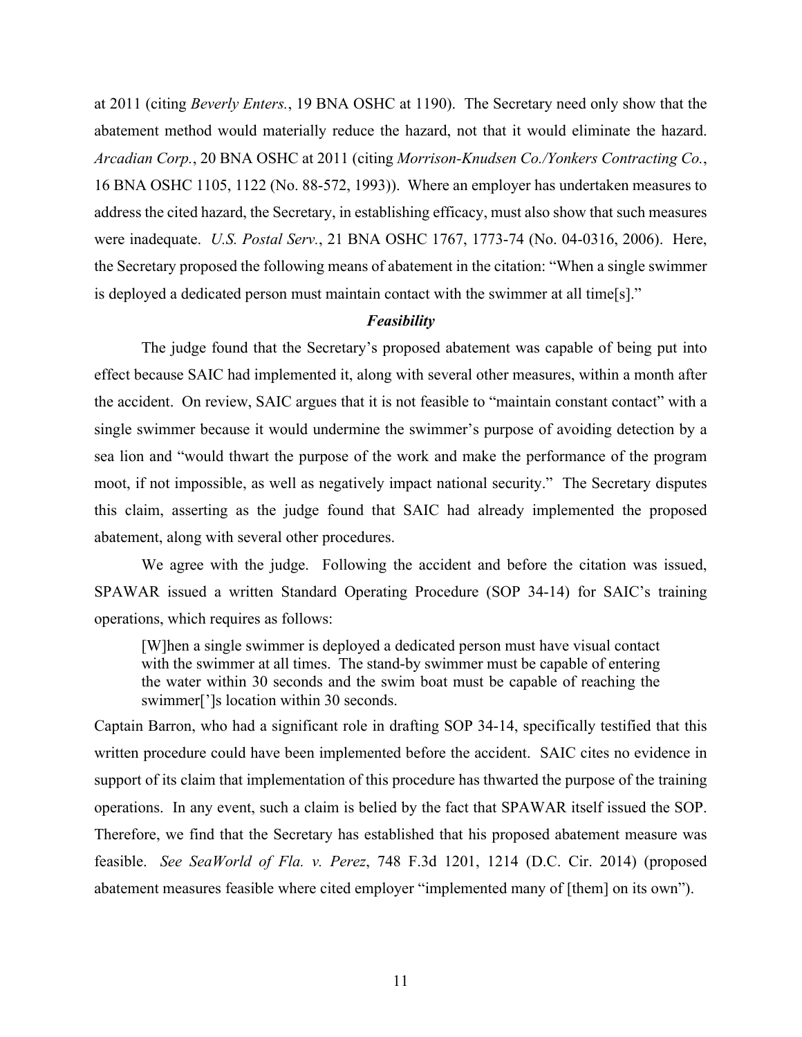at 2011 (citing *Beverly Enters.*, 19 BNA OSHC at 1190). The Secretary need only show that the abatement method would materially reduce the hazard, not that it would eliminate the hazard. *Arcadian Corp.*, 20 BNA OSHC at 2011 (citing *Morrison-Knudsen Co./Yonkers Contracting Co.*, 16 BNA OSHC 1105, 1122 (No. 88-572, 1993)). Where an employer has undertaken measures to address the cited hazard, the Secretary, in establishing efficacy, must also show that such measures were inadequate. *U.S. Postal Serv.*, 21 BNA OSHC 1767, 1773-74 (No. 04-0316, 2006). Here, the Secretary proposed the following means of abatement in the citation: "When a single swimmer is deployed a dedicated person must maintain contact with the swimmer at all time[s]."

### *Feasibility*

The judge found that the Secretary's proposed abatement was capable of being put into effect because SAIC had implemented it, along with several other measures, within a month after the accident. On review, SAIC argues that it is not feasible to "maintain constant contact" with a single swimmer because it would undermine the swimmer's purpose of avoiding detection by a sea lion and "would thwart the purpose of the work and make the performance of the program moot, if not impossible, as well as negatively impact national security." The Secretary disputes this claim, asserting as the judge found that SAIC had already implemented the proposed abatement, along with several other procedures.

We agree with the judge. Following the accident and before the citation was issued, SPAWAR issued a written Standard Operating Procedure (SOP 34-14) for SAIC's training operations, which requires as follows:

> [W]hen a single swimmer is deployed a dedicated person must have visual contact with the swimmer at all times. The stand-by swimmer must be capable of entering the water within 30 seconds and the swim boat must be capable of reaching the swimmer[']s location within 30 seconds.

Captain Barron, who had a significant role in drafting SOP 34-14, specifically testified that this written procedure could have been implemented before the accident. SAIC cites no evidence in support of its claim that implementation of this procedure has thwarted the purpose of the training operations. In any event, such a claim is belied by the fact that SPAWAR itself issued the SOP. Therefore, we find that the Secretary has established that his proposed abatement measure was feasible. *See SeaWorld of Fla. v. Perez*, 748 F.3d 1201, 1214 (D.C. Cir. 2014) (proposed abatement measures feasible where cited employer "implemented many of [them] on its own").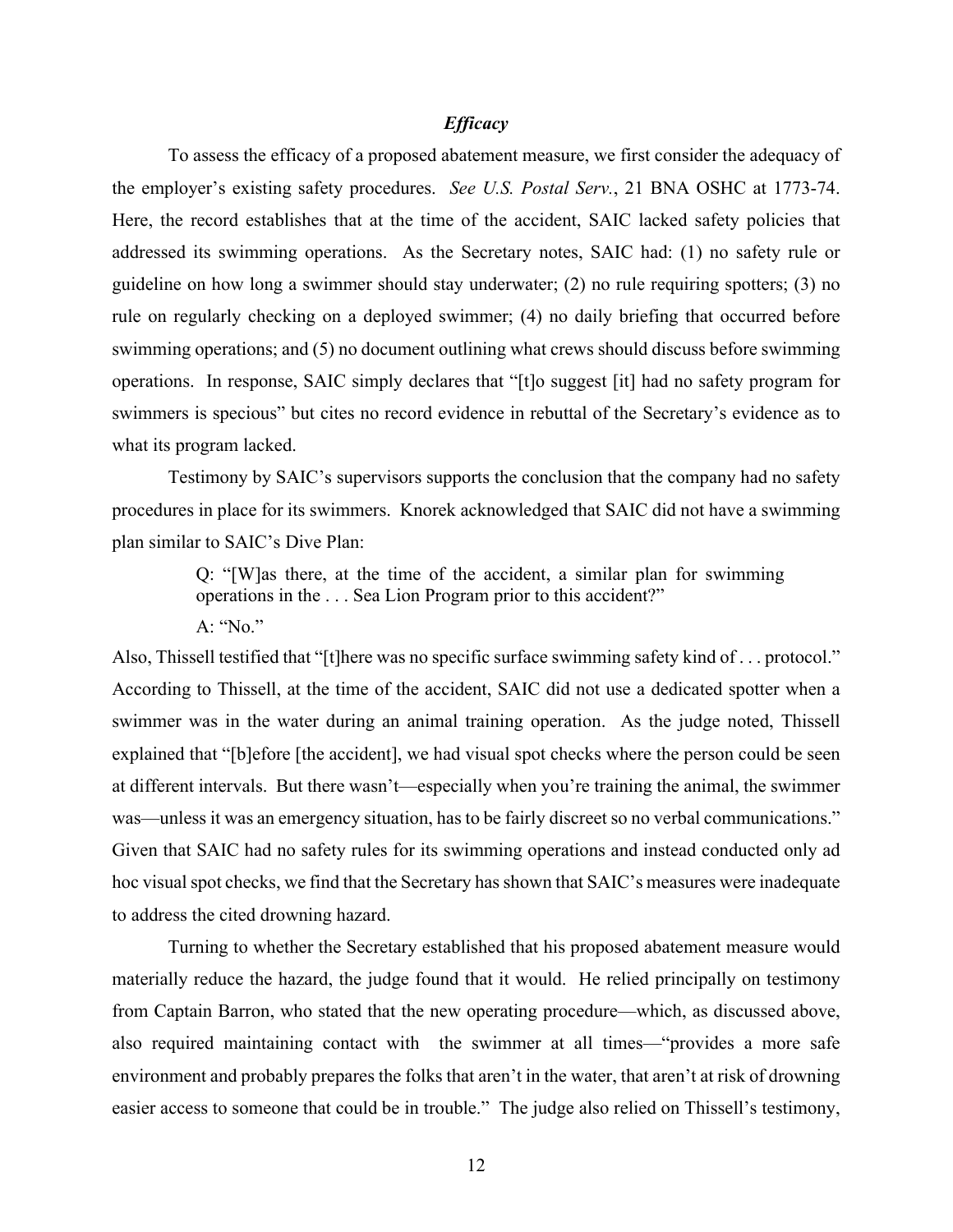### *Efficacy*

To assess the efficacy of a proposed abatement measure, we first consider the adequacy of the employer's existing safety procedures. *See U.S. Postal Serv.*, 21 BNA OSHC at 1773-74. Here, the record establishes that at the time of the accident, SAIC lacked safety policies that addressed its swimming operations. As the Secretary notes, SAIC had: (1) no safety rule or guideline on how long a swimmer should stay underwater; (2) no rule requiring spotters; (3) no rule on regularly checking on a deployed swimmer; (4) no daily briefing that occurred before swimming operations; and (5) no document outlining what crews should discuss before swimming operations. In response, SAIC simply declares that "[t]o suggest [it] had no safety program for swimmers is specious" but cites no record evidence in rebuttal of the Secretary's evidence as to what its program lacked.

Testimony by SAIC's supervisors supports the conclusion that the company had no safety procedures in place for its swimmers. Knorek acknowledged that SAIC did not have a swimming plan similar to SAIC's Dive Plan:

> Q: "[W]as there, at the time of the accident, a similar plan for swimming operations in the . . . Sea Lion Program prior to this accident?"
>
> A: "No."

Also, Thissell testified that "[t]here was no specific surface swimming safety kind of . . . protocol." According to Thissell, at the time of the accident, SAIC did not use a dedicated spotter when a swimmer was in the water during an animal training operation. As the judge noted, Thissell explained that "[b]efore [the accident], we had visual spot checks where the person could be seen at different intervals. But there wasn't—especially when you're training the animal, the swimmer was—unless it was an emergency situation, has to be fairly discreet so no verbal communications." Given that SAIC had no safety rules for its swimming operations and instead conducted only ad hoc visual spot checks, we find that the Secretary has shown that SAIC's measures were inadequate to address the cited drowning hazard.

Turning to whether the Secretary established that his proposed abatement measure would materially reduce the hazard, the judge found that it would. He relied principally on testimony from Captain Barron, who stated that the new operating procedure—which, as discussed above, also required maintaining contact with the swimmer at all times—"provides a more safe environment and probably prepares the folks that aren't in the water, that aren't at risk of drowning easier access to someone that could be in trouble." The judge also relied on Thissell's testimony,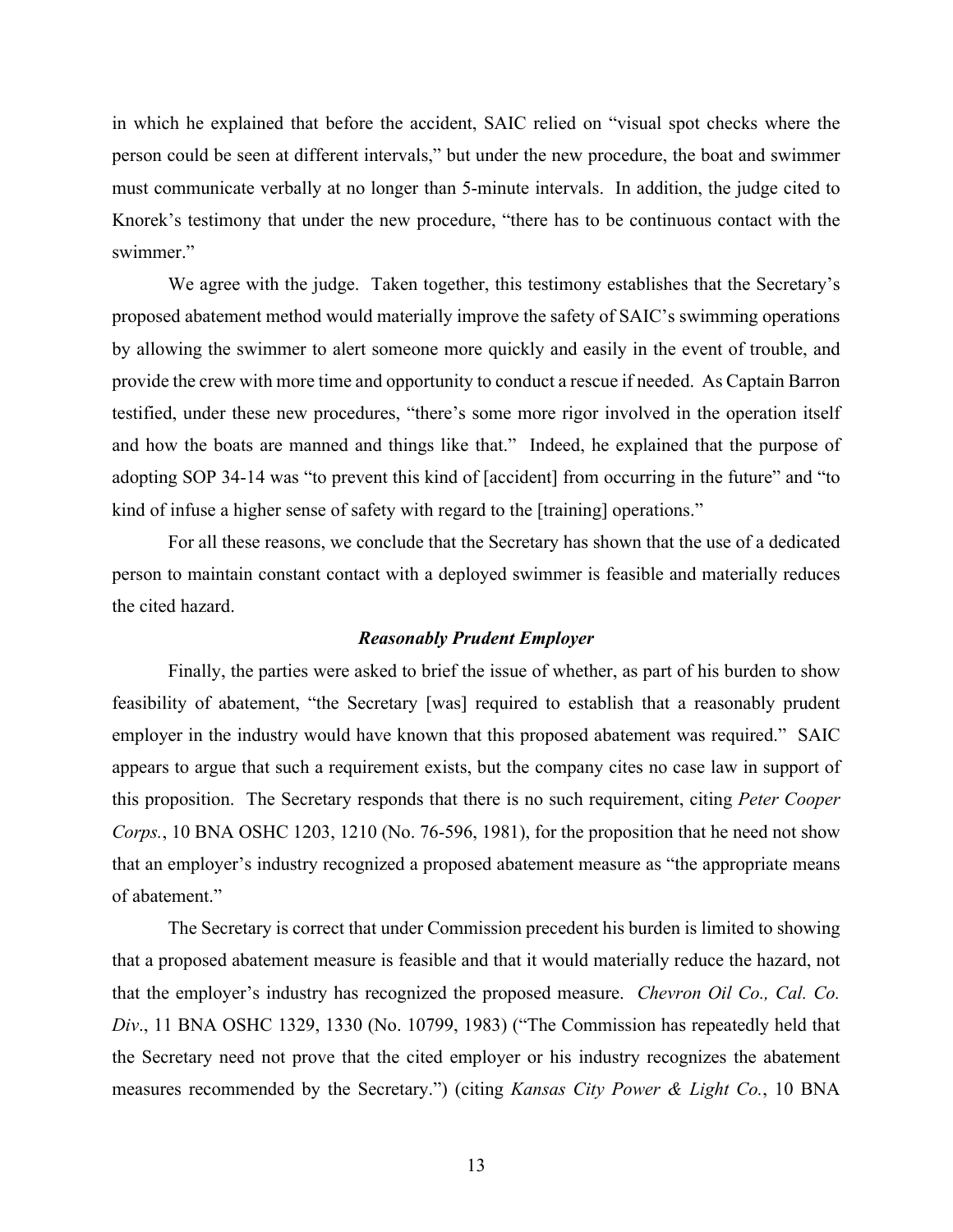in which he explained that before the accident, SAIC relied on "visual spot checks where the person could be seen at different intervals," but under the new procedure, the boat and swimmer must communicate verbally at no longer than 5-minute intervals. In addition, the judge cited to Knorek's testimony that under the new procedure, "there has to be continuous contact with the swimmer."

We agree with the judge. Taken together, this testimony establishes that the Secretary's proposed abatement method would materially improve the safety of SAIC's swimming operations by allowing the swimmer to alert someone more quickly and easily in the event of trouble, and provide the crew with more time and opportunity to conduct a rescue if needed. As Captain Barron testified, under these new procedures, "there's some more rigor involved in the operation itself and how the boats are manned and things like that." Indeed, he explained that the purpose of adopting SOP 34-14 was "to prevent this kind of [accident] from occurring in the future" and "to kind of infuse a higher sense of safety with regard to the [training] operations."

For all these reasons, we conclude that the Secretary has shown that the use of a dedicated person to maintain constant contact with a deployed swimmer is feasible and materially reduces the cited hazard.

### *Reasonably Prudent Employer*

Finally, the parties were asked to brief the issue of whether, as part of his burden to show feasibility of abatement, "the Secretary [was] required to establish that a reasonably prudent employer in the industry would have known that this proposed abatement was required." SAIC appears to argue that such a requirement exists, but the company cites no case law in support of this proposition. The Secretary responds that there is no such requirement, citing *Peter Cooper Corps.*, 10 BNA OSHC 1203, 1210 (No. 76-596, 1981), for the proposition that he need not show that an employer's industry recognized a proposed abatement measure as "the appropriate means of abatement."

The Secretary is correct that under Commission precedent his burden is limited to showing that a proposed abatement measure is feasible and that it would materially reduce the hazard, not that the employer's industry has recognized the proposed measure. *Chevron Oil Co., Cal. Co. Div.*, 11 BNA OSHC 1329, 1330 (No. 10799, 1983) ("The Commission has repeatedly held that the Secretary need not prove that the cited employer or his industry recognizes the abatement measures recommended by the Secretary.") (citing *Kansas City Power & Light Co.*, 10 BNA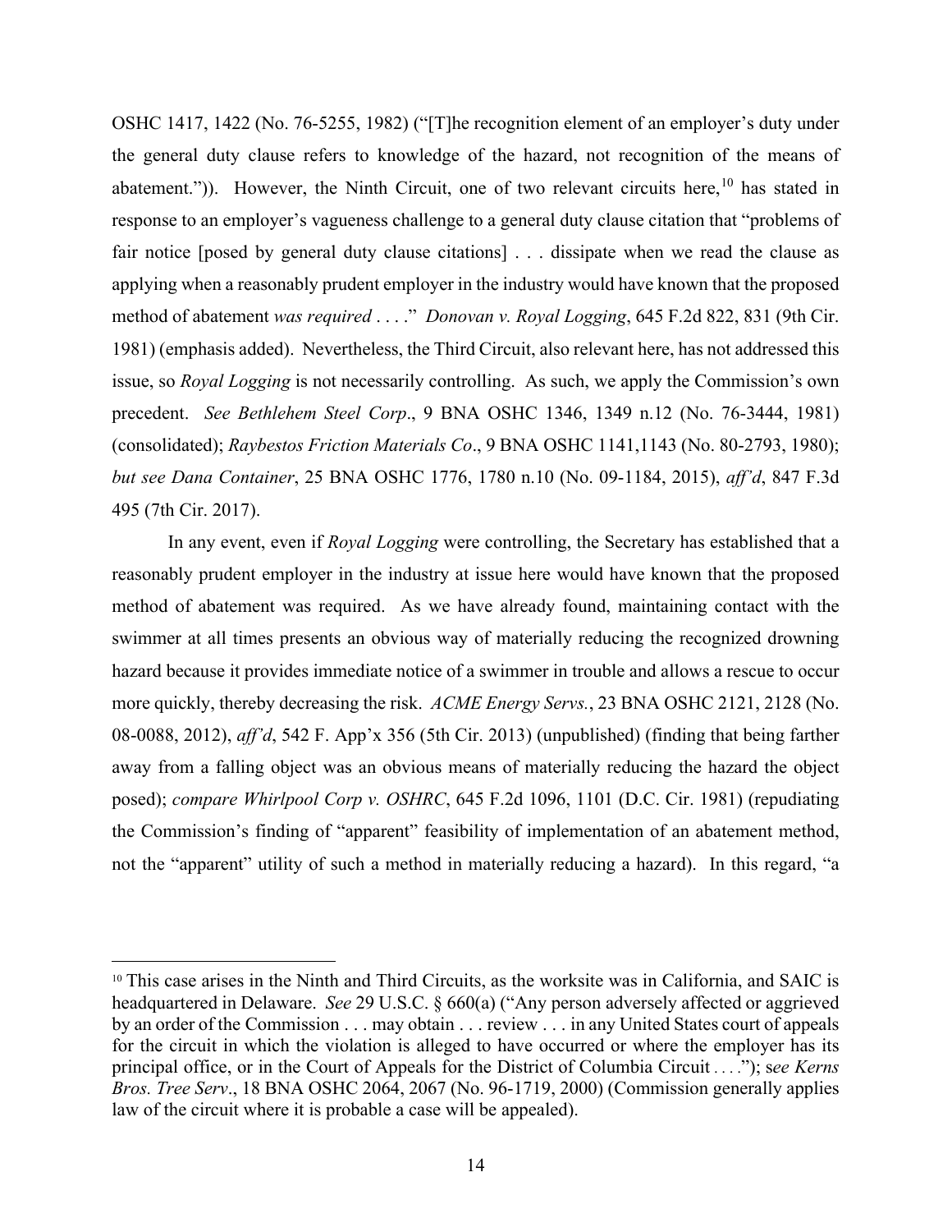OSHC 1417, 1422 (No. 76-5255, 1982) ("[T]he recognition element of an employer's duty under the general duty clause refers to knowledge of the hazard, not recognition of the means of abatement.")). However, the Ninth Circuit, one of two relevant circuits here,[10] has stated in response to an employer's vagueness challenge to a general duty clause citation that "problems of fair notice [posed by general duty clause citations] . . . dissipate when we read the clause as applying when a reasonably prudent employer in the industry would have known that the proposed method of abatement *was required* . . . ." *Donovan v. Royal Logging*, 645 F.2d 822, 831 (9th Cir. 1981) (emphasis added). Nevertheless, the Third Circuit, also relevant here, has not addressed this issue, so *Royal Logging* is not necessarily controlling. As such, we apply the Commission's own precedent. *See Bethlehem Steel Corp*., 9 BNA OSHC 1346, 1349 n.12 (No. 76-3444, 1981) (consolidated); *Raybestos Friction Materials Co*., 9 BNA OSHC 1141,1143 (No. 80-2793, 1980); *but see Dana Container*, 25 BNA OSHC 1776, 1780 n.10 (No. 09-1184, 2015), *aff'd*, 847 F.3d 495 (7th Cir. 2017).

In any event, even if *Royal Logging* were controlling, the Secretary has established that a reasonably prudent employer in the industry at issue here would have known that the proposed method of abatement was required. As we have already found, maintaining contact with the swimmer at all times presents an obvious way of materially reducing the recognized drowning hazard because it provides immediate notice of a swimmer in trouble and allows a rescue to occur more quickly, thereby decreasing the risk. *ACME Energy Servs.*, 23 BNA OSHC 2121, 2128 (No. 08-0088, 2012), *aff'd*, 542 F. App'x 356 (5th Cir. 2013) (unpublished) (finding that being farther away from a falling object was an obvious means of materially reducing the hazard the object posed); *compare Whirlpool Corp v. OSHRC*, 645 F.2d 1096, 1101 (D.C. Cir. 1981) (repudiating the Commission's finding of "apparent" feasibility of implementation of an abatement method, not the "apparent" utility of such a method in materially reducing a hazard). In this regard, "a

---

[10] This case arises in the Ninth and Third Circuits, as the worksite was in California, and SAIC is headquartered in Delaware. *See* 29 U.S.C. § 660(a) ("Any person adversely affected or aggrieved by an order of the Commission . . . may obtain . . . review . . . in any United States court of appeals for the circuit in which the violation is alleged to have occurred or where the employer has its principal office, or in the Court of Appeals for the District of Columbia Circuit . . . ."); s*ee Kerns Bros. Tree Serv*., 18 BNA OSHC 2064, 2067 (No. 96-1719, 2000) (Commission generally applies law of the circuit where it is probable a case will be appealed).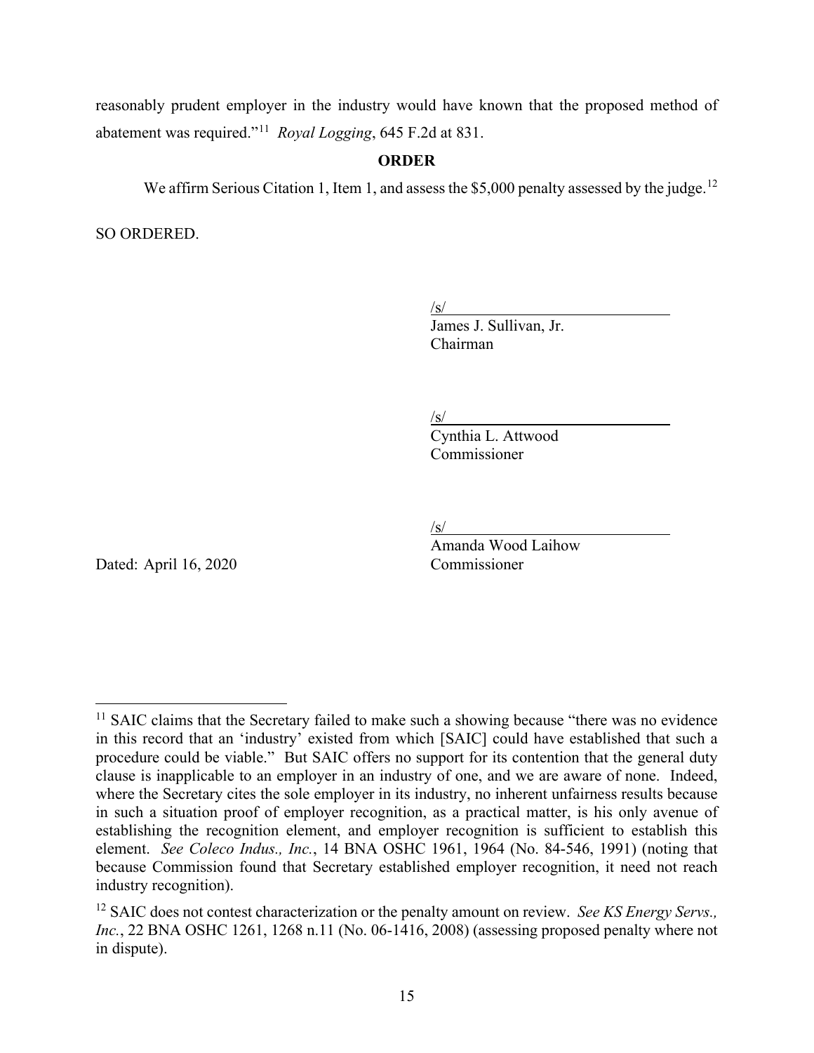reasonably prudent employer in the industry would have known that the proposed method of abatement was required."[11] *Royal Logging*, 645 F.2d at 831.

**ORDER**

We affirm Serious Citation 1, Item 1, and assess the $5,000 penalty assessed by the judge.[12]

SO ORDERED.

/s/
James J. Sullivan, Jr.
Chairman

/s/
Cynthia L. Attwood
Commissioner

/s/
Amanda Wood Laihow
Commissioner

Dated: April 16, 2020

---

[11] SAIC claims that the Secretary failed to make such a showing because "there was no evidence in this record that an 'industry' existed from which [SAIC] could have established that such a procedure could be viable." But SAIC offers no support for its contention that the general duty clause is inapplicable to an employer in an industry of one, and we are aware of none. Indeed, where the Secretary cites the sole employer in its industry, no inherent unfairness results because in such a situation proof of employer recognition, as a practical matter, is his only avenue of establishing the recognition element, and employer recognition is sufficient to establish this element. *See Coleco Indus., Inc.*, 14 BNA OSHC 1961, 1964 (No. 84-546, 1991) (noting that because Commission found that Secretary established employer recognition, it need not reach industry recognition).

[12] SAIC does not contest characterization or the penalty amount on review. *See KS Energy Servs., Inc.*, 22 BNA OSHC 1261, 1268 n.11 (No. 06-1416, 2008) (assessing proposed penalty where not in dispute).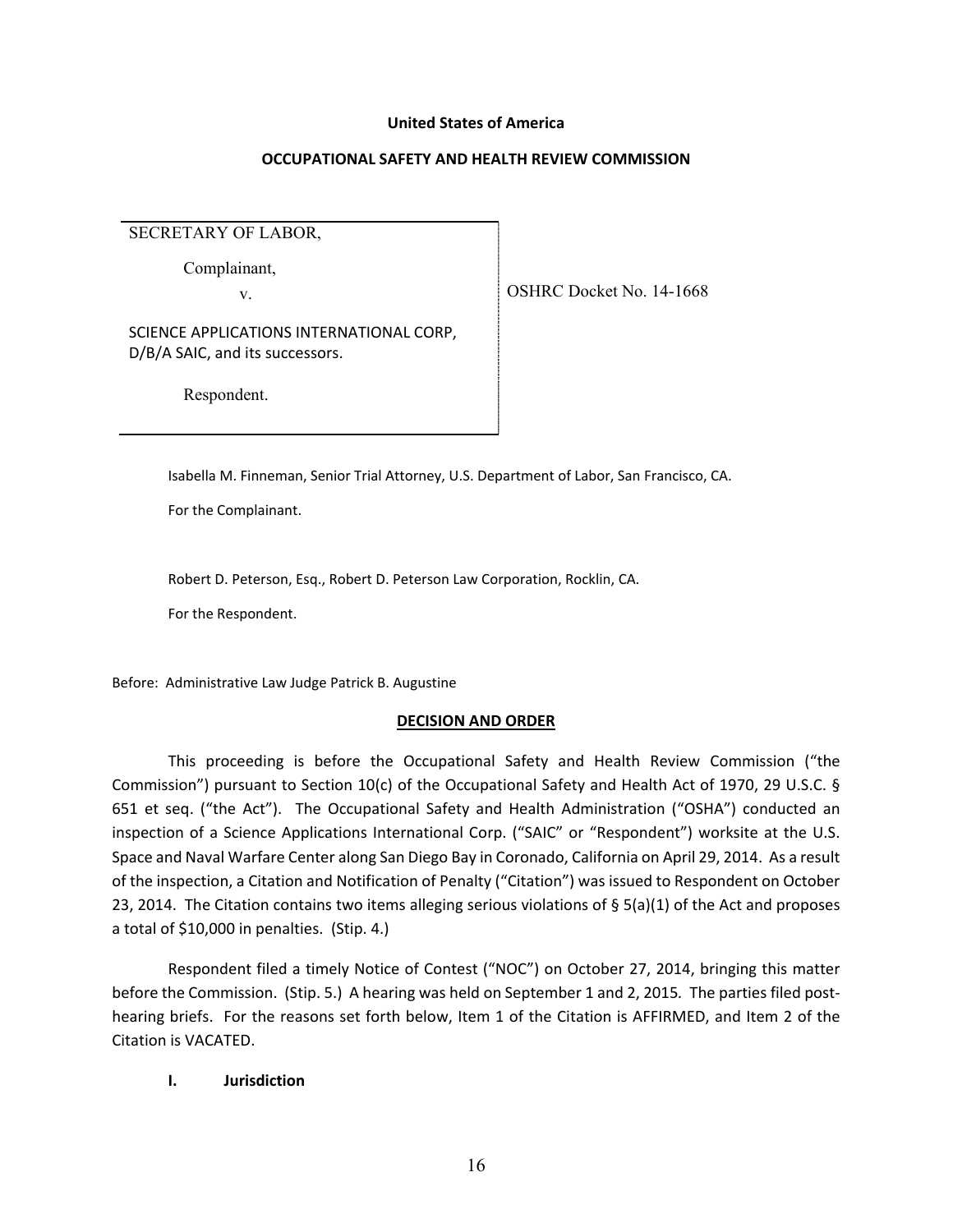**United States of America**

**OCCUPATIONAL SAFETY AND HEALTH REVIEW COMMISSION**

| | |
|---|---|
| SECRETARY OF LABOR,<br><br>Complainant,<br><br>v.<br><br>SCIENCE APPLICATIONS INTERNATIONAL CORP, D/B/A SAIC, and its successors.<br><br>Respondent. | OSHRC Docket No. 14-1668 |

Isabella M. Finneman, Senior Trial Attorney, U.S. Department of Labor, San Francisco, CA.

For the Complainant.

Robert D. Peterson, Esq., Robert D. Peterson Law Corporation, Rocklin, CA.

For the Respondent.

Before: Administrative Law Judge Patrick B. Augustine

**DECISION AND ORDER**

This proceeding is before the Occupational Safety and Health Review Commission ("the Commission") pursuant to Section 10(c) of the Occupational Safety and Health Act of 1970, 29 U.S.C. § 651 et seq. ("the Act"). The Occupational Safety and Health Administration ("OSHA") conducted an inspection of a Science Applications International Corp. ("SAIC" or "Respondent") worksite at the U.S. Space and Naval Warfare Center along San Diego Bay in Coronado, California on April 29, 2014. As a result of the inspection, a Citation and Notification of Penalty ("Citation") was issued to Respondent on October 23, 2014. The Citation contains two items alleging serious violations of § 5(a)(1) of the Act and proposes a total of $10,000 in penalties. (Stip. 4.)

Respondent filed a timely Notice of Contest ("NOC") on October 27, 2014, bringing this matter before the Commission. (Stip. 5.) A hearing was held on September 1 and 2, 2015. The parties filed post-hearing briefs. For the reasons set forth below, Item 1 of the Citation is AFFIRMED, and Item 2 of the Citation is VACATED.

## I. Jurisdiction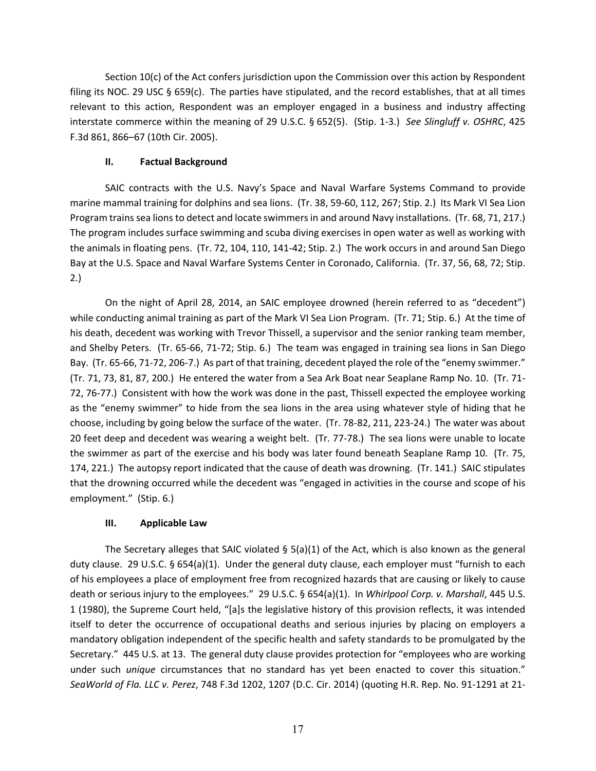Section 10(c) of the Act confers jurisdiction upon the Commission over this action by Respondent filing its NOC. 29 USC § 659(c). The parties have stipulated, and the record establishes, that at all times relevant to this action, Respondent was an employer engaged in a business and industry affecting interstate commerce within the meaning of 29 U.S.C. § 652(5). (Stip. 1-3.) *See Slingluff v. OSHRC*, 425 F.3d 861, 866–67 (10th Cir. 2005).

## II. Factual Background

SAIC contracts with the U.S. Navy's Space and Naval Warfare Systems Command to provide marine mammal training for dolphins and sea lions. (Tr. 38, 59-60, 112, 267; Stip. 2.) Its Mark VI Sea Lion Program trains sea lions to detect and locate swimmers in and around Navy installations. (Tr. 68, 71, 217.) The program includes surface swimming and scuba diving exercises in open water as well as working with the animals in floating pens. (Tr. 72, 104, 110, 141-42; Stip. 2.) The work occurs in and around San Diego Bay at the U.S. Space and Naval Warfare Systems Center in Coronado, California. (Tr. 37, 56, 68, 72; Stip. 2.)

On the night of April 28, 2014, an SAIC employee drowned (herein referred to as "decedent") while conducting animal training as part of the Mark VI Sea Lion Program. (Tr. 71; Stip. 6.) At the time of his death, decedent was working with Trevor Thissell, a supervisor and the senior ranking team member, and Shelby Peters. (Tr. 65-66, 71-72; Stip. 6.) The team was engaged in training sea lions in San Diego Bay. (Tr. 65-66, 71-72, 206-7.) As part of that training, decedent played the role of the "enemy swimmer." (Tr. 71, 73, 81, 87, 200.) He entered the water from a Sea Ark Boat near Seaplane Ramp No. 10. (Tr. 71-72, 76-77.) Consistent with how the work was done in the past, Thissell expected the employee working as the "enemy swimmer" to hide from the sea lions in the area using whatever style of hiding that he choose, including by going below the surface of the water. (Tr. 78-82, 211, 223-24.) The water was about 20 feet deep and decedent was wearing a weight belt. (Tr. 77-78.) The sea lions were unable to locate the swimmer as part of the exercise and his body was later found beneath Seaplane Ramp 10. (Tr. 75, 174, 221.) The autopsy report indicated that the cause of death was drowning. (Tr. 141.) SAIC stipulates that the drowning occurred while the decedent was "engaged in activities in the course and scope of his employment." (Stip. 6.)

## III. Applicable Law

The Secretary alleges that SAIC violated § 5(a)(1) of the Act, which is also known as the general duty clause. 29 U.S.C. § 654(a)(1). Under the general duty clause, each employer must "furnish to each of his employees a place of employment free from recognized hazards that are causing or likely to cause death or serious injury to the employees." 29 U.S.C. § 654(a)(1). In *Whirlpool Corp. v. Marshall*, 445 U.S. 1 (1980), the Supreme Court held, "[a]s the legislative history of this provision reflects, it was intended itself to deter the occurrence of occupational deaths and serious injuries by placing on employers a mandatory obligation independent of the specific health and safety standards to be promulgated by the Secretary." 445 U.S. at 13. The general duty clause provides protection for "employees who are working under such *unique* circumstances that no standard has yet been enacted to cover this situation." *SeaWorld of Fla. LLC v. Perez*, 748 F.3d 1202, 1207 (D.C. Cir. 2014) (quoting H.R. Rep. No. 91-1291 at 21-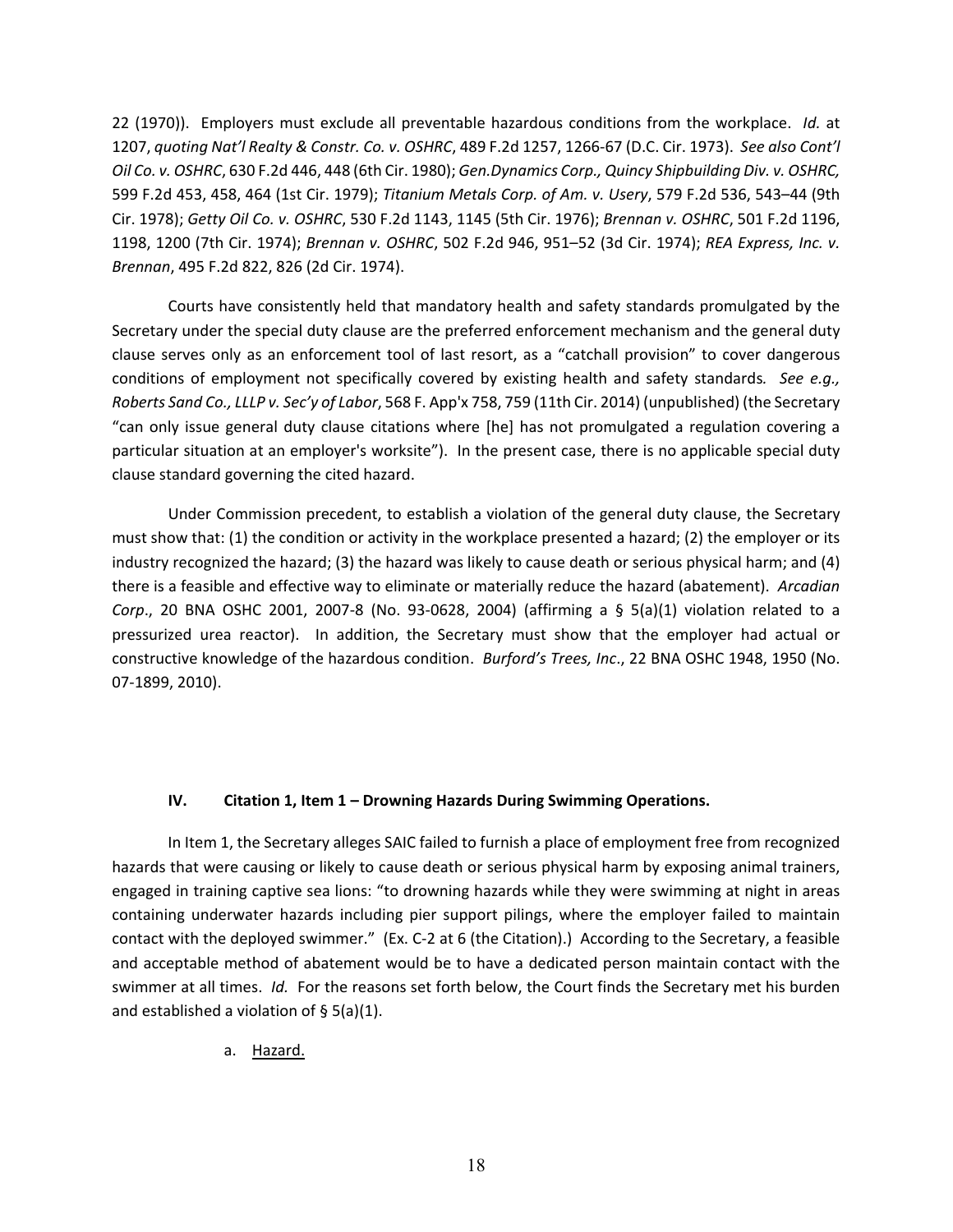22 (1970)). Employers must exclude all preventable hazardous conditions from the workplace. *Id.* at 1207, *quoting Nat'l Realty & Constr. Co. v. OSHRC*, 489 F.2d 1257, 1266-67 (D.C. Cir. 1973). *See also Cont'l Oil Co. v. OSHRC*, 630 F.2d 446, 448 (6th Cir. 1980); *Gen.Dynamics Corp., Quincy Shipbuilding Div. v. OSHRC,* 599 F.2d 453, 458, 464 (1st Cir. 1979); *Titanium Metals Corp. of Am. v. Usery*, 579 F.2d 536, 543–44 (9th Cir. 1978); *Getty Oil Co. v. OSHRC*, 530 F.2d 1143, 1145 (5th Cir. 1976); *Brennan v. OSHRC*, 501 F.2d 1196, 1198, 1200 (7th Cir. 1974); *Brennan v. OSHRC*, 502 F.2d 946, 951–52 (3d Cir. 1974); *REA Express, Inc. v. Brennan*, 495 F.2d 822, 826 (2d Cir. 1974).

Courts have consistently held that mandatory health and safety standards promulgated by the Secretary under the special duty clause are the preferred enforcement mechanism and the general duty clause serves only as an enforcement tool of last resort, as a "catchall provision" to cover dangerous conditions of employment not specifically covered by existing health and safety standards. *See e.g., Roberts Sand Co., LLLP v. Sec'y of Labor*, 568 F. App'x 758, 759 (11th Cir. 2014) (unpublished) (the Secretary "can only issue general duty clause citations where [he] has not promulgated a regulation covering a particular situation at an employer's worksite"). In the present case, there is no applicable special duty clause standard governing the cited hazard.

Under Commission precedent, to establish a violation of the general duty clause, the Secretary must show that: (1) the condition or activity in the workplace presented a hazard; (2) the employer or its industry recognized the hazard; (3) the hazard was likely to cause death or serious physical harm; and (4) there is a feasible and effective way to eliminate or materially reduce the hazard (abatement). *Arcadian Corp*., 20 BNA OSHC 2001, 2007-8 (No. 93-0628, 2004) (affirming a § 5(a)(1) violation related to a pressurized urea reactor). In addition, the Secretary must show that the employer had actual or constructive knowledge of the hazardous condition. *Burford's Trees, Inc*., 22 BNA OSHC 1948, 1950 (No. 07-1899, 2010).

### IV. Citation 1, Item 1 – Drowning Hazards During Swimming Operations.

In Item 1, the Secretary alleges SAIC failed to furnish a place of employment free from recognized hazards that were causing or likely to cause death or serious physical harm by exposing animal trainers, engaged in training captive sea lions: "to drowning hazards while they were swimming at night in areas containing underwater hazards including pier support pilings, where the employer failed to maintain contact with the deployed swimmer." (Ex. C-2 at 6 (the Citation).) According to the Secretary, a feasible and acceptable method of abatement would be to have a dedicated person maintain contact with the swimmer at all times. *Id.* For the reasons set forth below, the Court finds the Secretary met his burden and established a violation of § 5(a)(1).

a. <u>Hazard.</u>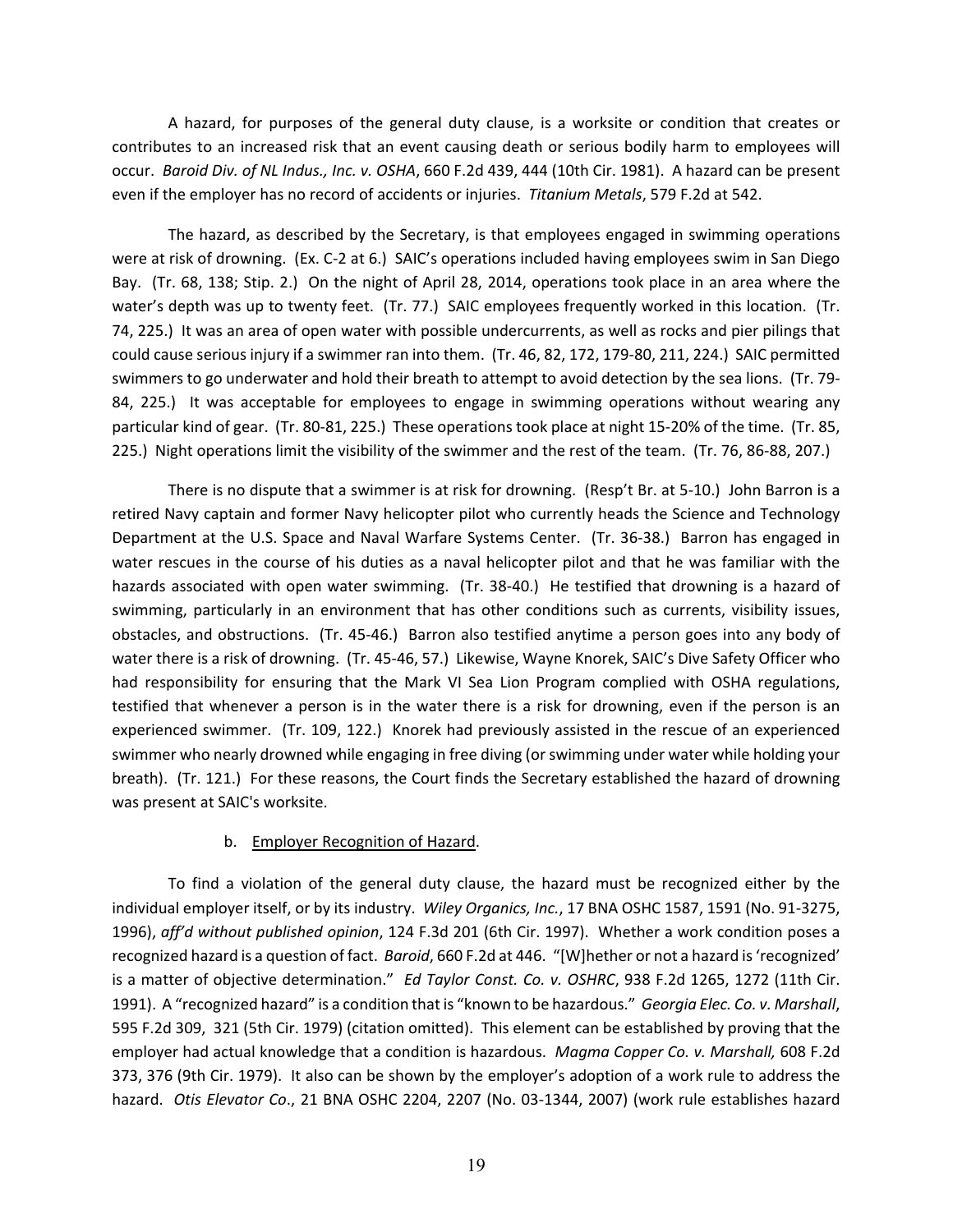A hazard, for purposes of the general duty clause, is a worksite or condition that creates or contributes to an increased risk that an event causing death or serious bodily harm to employees will occur. *Baroid Div. of NL Indus., Inc. v. OSHA*, 660 F.2d 439, 444 (10th Cir. 1981). A hazard can be present even if the employer has no record of accidents or injuries. *Titanium Metals*, 579 F.2d at 542.

The hazard, as described by the Secretary, is that employees engaged in swimming operations were at risk of drowning. (Ex. C-2 at 6.) SAIC's operations included having employees swim in San Diego Bay. (Tr. 68, 138; Stip. 2.) On the night of April 28, 2014, operations took place in an area where the water's depth was up to twenty feet. (Tr. 77.) SAIC employees frequently worked in this location. (Tr. 74, 225.) It was an area of open water with possible undercurrents, as well as rocks and pier pilings that could cause serious injury if a swimmer ran into them. (Tr. 46, 82, 172, 179-80, 211, 224.) SAIC permitted swimmers to go underwater and hold their breath to attempt to avoid detection by the sea lions. (Tr. 79-84, 225.) It was acceptable for employees to engage in swimming operations without wearing any particular kind of gear. (Tr. 80-81, 225.) These operations took place at night 15-20% of the time. (Tr. 85, 225.) Night operations limit the visibility of the swimmer and the rest of the team. (Tr. 76, 86-88, 207.)

There is no dispute that a swimmer is at risk for drowning. (Resp't Br. at 5-10.) John Barron is a retired Navy captain and former Navy helicopter pilot who currently heads the Science and Technology Department at the U.S. Space and Naval Warfare Systems Center. (Tr. 36-38.) Barron has engaged in water rescues in the course of his duties as a naval helicopter pilot and that he was familiar with the hazards associated with open water swimming. (Tr. 38-40.) He testified that drowning is a hazard of swimming, particularly in an environment that has other conditions such as currents, visibility issues, obstacles, and obstructions. (Tr. 45-46.) Barron also testified anytime a person goes into any body of water there is a risk of drowning. (Tr. 45-46, 57.) Likewise, Wayne Knorek, SAIC's Dive Safety Officer who had responsibility for ensuring that the Mark VI Sea Lion Program complied with OSHA regulations, testified that whenever a person is in the water there is a risk for drowning, even if the person is an experienced swimmer. (Tr. 109, 122.) Knorek had previously assisted in the rescue of an experienced swimmer who nearly drowned while engaging in free diving (or swimming under water while holding your breath). (Tr. 121.) For these reasons, the Court finds the Secretary established the hazard of drowning was present at SAIC's worksite.

b. Employer Recognition of Hazard.

To find a violation of the general duty clause, the hazard must be recognized either by the individual employer itself, or by its industry. *Wiley Organics, Inc.*, 17 BNA OSHC 1587, 1591 (No. 91-3275, 1996), *aff'd without published opinion*, 124 F.3d 201 (6th Cir. 1997). Whether a work condition poses a recognized hazard is a question of fact. *Baroid*, 660 F.2d at 446. "[W]hether or not a hazard is 'recognized' is a matter of objective determination." *Ed Taylor Const. Co. v. OSHRC*, 938 F.2d 1265, 1272 (11th Cir. 1991). A "recognized hazard" is a condition that is "known to be hazardous." *Georgia Elec. Co. v. Marshall*, 595 F.2d 309, 321 (5th Cir. 1979) (citation omitted). This element can be established by proving that the employer had actual knowledge that a condition is hazardous. *Magma Copper Co. v. Marshall,* 608 F.2d 373, 376 (9th Cir. 1979). It also can be shown by the employer's adoption of a work rule to address the hazard. *Otis Elevator Co*., 21 BNA OSHC 2204, 2207 (No. 03-1344, 2007) (work rule establishes hazard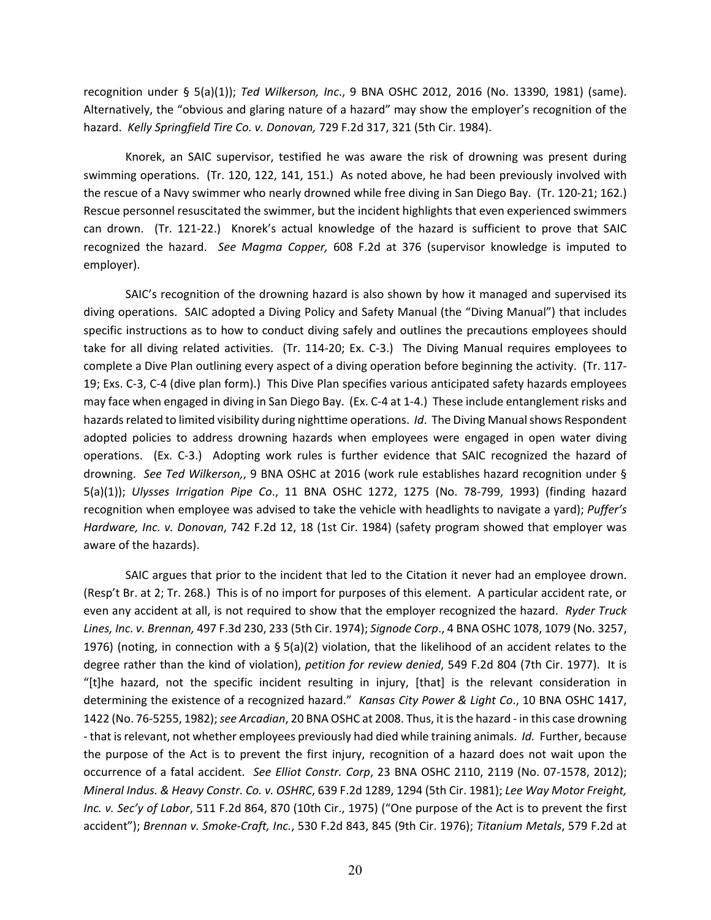recognition under § 5(a)(1)); *Ted Wilkerson, Inc*., 9 BNA OSHC 2012, 2016 (No. 13390, 1981) (same). Alternatively, the "obvious and glaring nature of a hazard" may show the employer's recognition of the hazard. *Kelly Springfield Tire Co. v. Donovan,* 729 F.2d 317, 321 (5th Cir. 1984).

Knorek, an SAIC supervisor, testified he was aware the risk of drowning was present during swimming operations. (Tr. 120, 122, 141, 151.) As noted above, he had been previously involved with the rescue of a Navy swimmer who nearly drowned while free diving in San Diego Bay. (Tr. 120-21; 162.) Rescue personnel resuscitated the swimmer, but the incident highlights that even experienced swimmers can drown. (Tr. 121-22.) Knorek's actual knowledge of the hazard is sufficient to prove that SAIC recognized the hazard. *See Magma Copper,* 608 F.2d at 376 (supervisor knowledge is imputed to employer).

SAIC's recognition of the drowning hazard is also shown by how it managed and supervised its diving operations. SAIC adopted a Diving Policy and Safety Manual (the "Diving Manual") that includes specific instructions as to how to conduct diving safely and outlines the precautions employees should take for all diving related activities. (Tr. 114-20; Ex. C-3.) The Diving Manual requires employees to complete a Dive Plan outlining every aspect of a diving operation before beginning the activity. (Tr. 117-19; Exs. C-3, C-4 (dive plan form).) This Dive Plan specifies various anticipated safety hazards employees may face when engaged in diving in San Diego Bay. (Ex. C-4 at 1-4.) These include entanglement risks and hazards related to limited visibility during nighttime operations. *Id*. The Diving Manual shows Respondent adopted policies to address drowning hazards when employees were engaged in open water diving operations. (Ex. C-3.) Adopting work rules is further evidence that SAIC recognized the hazard of drowning. *See Ted Wilkerson,*, 9 BNA OSHC at 2016 (work rule establishes hazard recognition under § 5(a)(1)); *Ulysses Irrigation Pipe Co*., 11 BNA OSHC 1272, 1275 (No. 78-799, 1993) (finding hazard recognition when employee was advised to take the vehicle with headlights to navigate a yard); *Puffer's Hardware, Inc. v. Donovan*, 742 F.2d 12, 18 (1st Cir. 1984) (safety program showed that employer was aware of the hazards).

SAIC argues that prior to the incident that led to the Citation it never had an employee drown. (Resp't Br. at 2; Tr. 268.) This is of no import for purposes of this element. A particular accident rate, or even any accident at all, is not required to show that the employer recognized the hazard. *Ryder Truck Lines, Inc. v. Brennan,* 497 F.3d 230, 233 (5th Cir. 1974); *Signode Corp*., 4 BNA OSHC 1078, 1079 (No. 3257, 1976) (noting, in connection with a § 5(a)(2) violation, that the likelihood of an accident relates to the degree rather than the kind of violation), *petition for review denied*, 549 F.2d 804 (7th Cir. 1977). It is "[t]he hazard, not the specific incident resulting in injury, [that] is the relevant consideration in determining the existence of a recognized hazard." *Kansas City Power & Light Co*., 10 BNA OSHC 1417, 1422 (No. 76-5255, 1982); *see Arcadian*, 20 BNA OSHC at 2008. Thus, it is the hazard - in this case drowning - that is relevant, not whether employees previously had died while training animals. *Id.* Further, because the purpose of the Act is to prevent the first injury, recognition of a hazard does not wait upon the occurrence of a fatal accident. *See Elliot Constr. Corp*, 23 BNA OSHC 2110, 2119 (No. 07-1578, 2012); *Mineral Indus. & Heavy Constr. Co. v. OSHRC*, 639 F.2d 1289, 1294 (5th Cir. 1981); *Lee Way Motor Freight, Inc. v. Sec'y of Labor*, 511 F.2d 864, 870 (10th Cir., 1975) ("One purpose of the Act is to prevent the first accident"); *Brennan v. Smoke-Craft, Inc.*, 530 F.2d 843, 845 (9th Cir. 1976); *Titanium Metals*, 579 F.2d at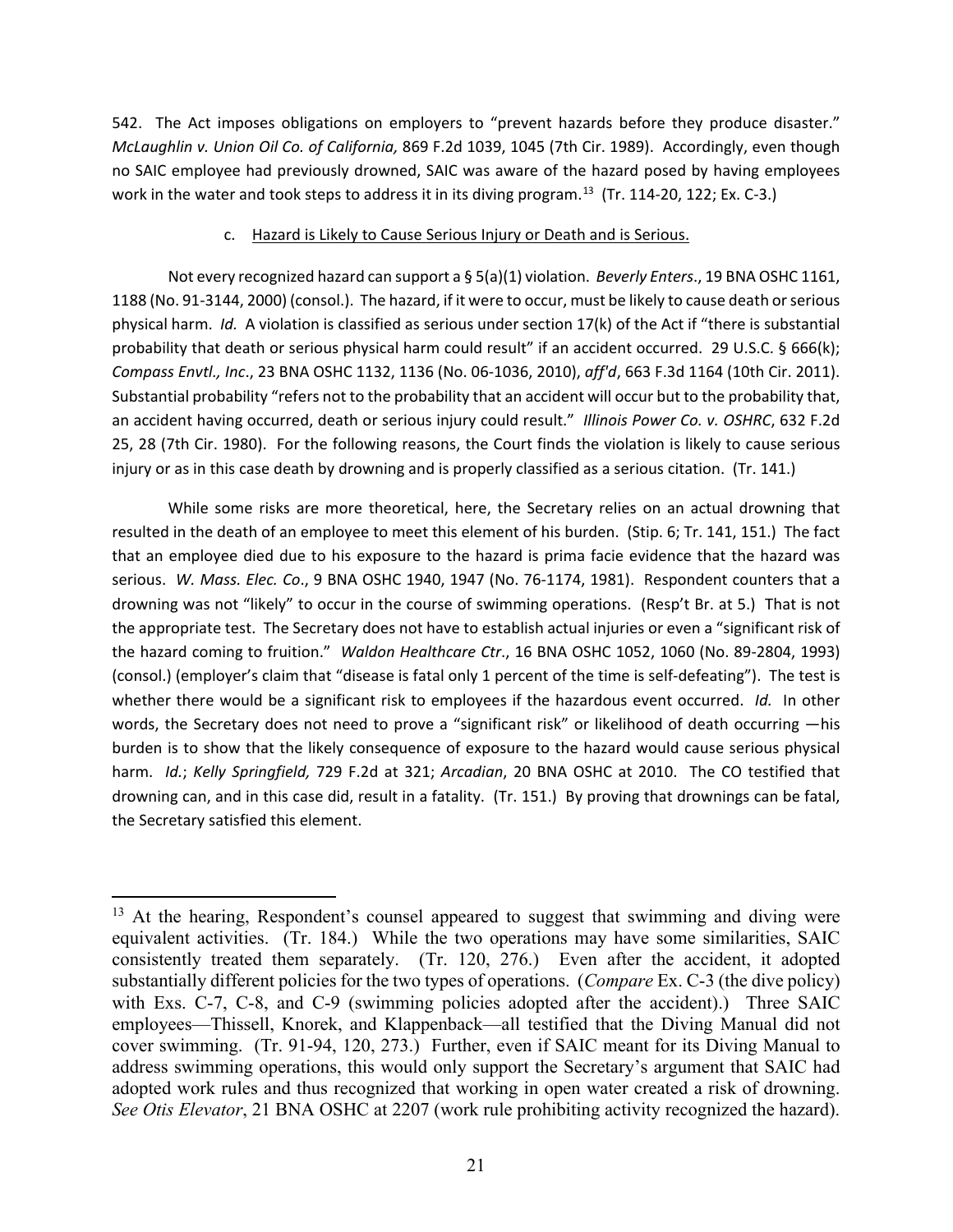542. The Act imposes obligations on employers to "prevent hazards before they produce disaster." *McLaughlin v. Union Oil Co. of California,* 869 F.2d 1039, 1045 (7th Cir. 1989). Accordingly, even though no SAIC employee had previously drowned, SAIC was aware of the hazard posed by having employees work in the water and took steps to address it in its diving program.[13] (Tr. 114-20, 122; Ex. C-3.)

c. Hazard is Likely to Cause Serious Injury or Death and is Serious.

Not every recognized hazard can support a § 5(a)(1) violation. *Beverly Enters*., 19 BNA OSHC 1161, 1188 (No. 91-3144, 2000) (consol.). The hazard, if it were to occur, must be likely to cause death or serious physical harm. *Id.* A violation is classified as serious under section 17(k) of the Act if "there is substantial probability that death or serious physical harm could result" if an accident occurred. 29 U.S.C. § 666(k); *Compass Envtl., Inc*., 23 BNA OSHC 1132, 1136 (No. 06-1036, 2010), *aff'd*, 663 F.3d 1164 (10th Cir. 2011). Substantial probability "refers not to the probability that an accident will occur but to the probability that, an accident having occurred, death or serious injury could result." *Illinois Power Co. v. OSHRC*, 632 F.2d 25, 28 (7th Cir. 1980). For the following reasons, the Court finds the violation is likely to cause serious injury or as in this case death by drowning and is properly classified as a serious citation. (Tr. 141.)

While some risks are more theoretical, here, the Secretary relies on an actual drowning that resulted in the death of an employee to meet this element of his burden. (Stip. 6; Tr. 141, 151.) The fact that an employee died due to his exposure to the hazard is prima facie evidence that the hazard was serious. *W. Mass. Elec. Co*., 9 BNA OSHC 1940, 1947 (No. 76-1174, 1981). Respondent counters that a drowning was not "likely" to occur in the course of swimming operations. (Resp't Br. at 5.) That is not the appropriate test. The Secretary does not have to establish actual injuries or even a "significant risk of the hazard coming to fruition." *Waldon Healthcare Ctr*., 16 BNA OSHC 1052, 1060 (No. 89-2804, 1993) (consol.) (employer's claim that "disease is fatal only 1 percent of the time is self-defeating"). The test is whether there would be a significant risk to employees if the hazardous event occurred. *Id.* In other words, the Secretary does not need to prove a "significant risk" or likelihood of death occurring —his burden is to show that the likely consequence of exposure to the hazard would cause serious physical harm. *Id.*; *Kelly Springfield,* 729 F.2d at 321; *Arcadian*, 20 BNA OSHC at 2010. The CO testified that drowning can, and in this case did, result in a fatality. (Tr. 151.) By proving that drownings can be fatal, the Secretary satisfied this element.

---

[13] At the hearing, Respondent's counsel appeared to suggest that swimming and diving were equivalent activities. (Tr. 184.) While the two operations may have some similarities, SAIC consistently treated them separately. (Tr. 120, 276.) Even after the accident, it adopted substantially different policies for the two types of operations. (*Compare* Ex. C-3 (the dive policy) with Exs. C-7, C-8, and C-9 (swimming policies adopted after the accident).) Three SAIC employees—Thissell, Knorek, and Klappenback—all testified that the Diving Manual did not cover swimming. (Tr. 91-94, 120, 273.) Further, even if SAIC meant for its Diving Manual to address swimming operations, this would only support the Secretary's argument that SAIC had adopted work rules and thus recognized that working in open water created a risk of drowning. *See Otis Elevator*, 21 BNA OSHC at 2207 (work rule prohibiting activity recognized the hazard).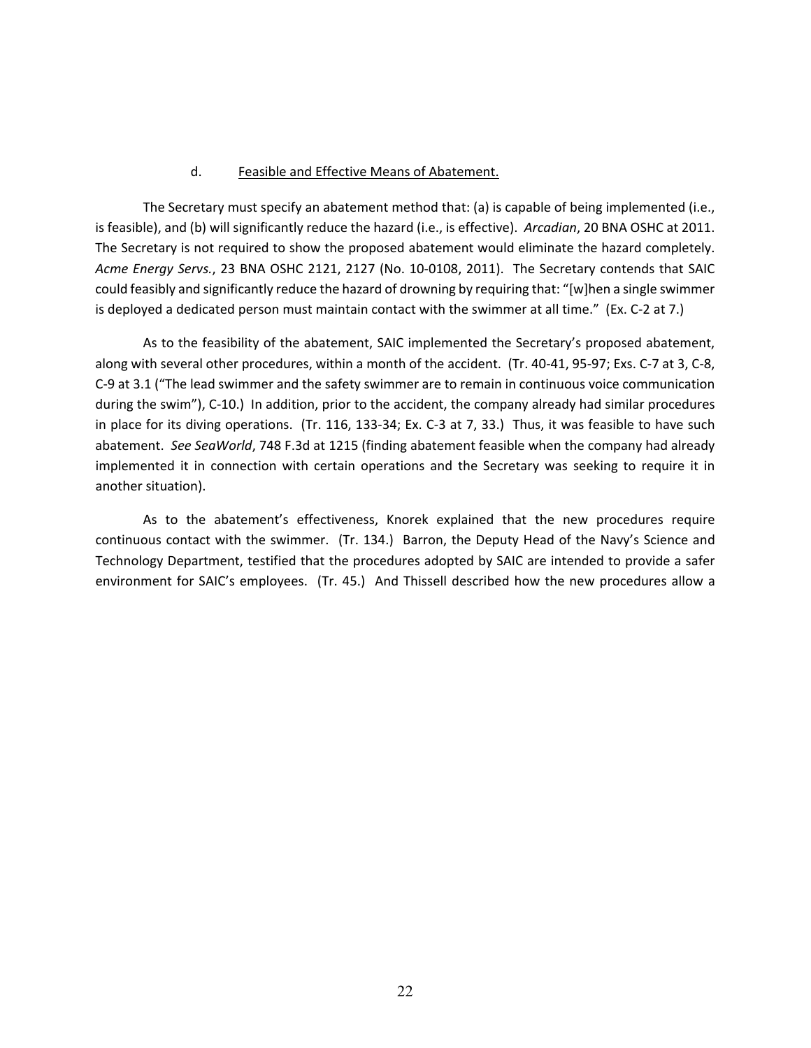d. Feasible and Effective Means of Abatement.

The Secretary must specify an abatement method that: (a) is capable of being implemented (i.e., is feasible), and (b) will significantly reduce the hazard (i.e., is effective). *Arcadian*, 20 BNA OSHC at 2011. The Secretary is not required to show the proposed abatement would eliminate the hazard completely. *Acme Energy Servs.*, 23 BNA OSHC 2121, 2127 (No. 10-0108, 2011). The Secretary contends that SAIC could feasibly and significantly reduce the hazard of drowning by requiring that: "[w]hen a single swimmer is deployed a dedicated person must maintain contact with the swimmer at all time." (Ex. C-2 at 7.)

As to the feasibility of the abatement, SAIC implemented the Secretary's proposed abatement, along with several other procedures, within a month of the accident. (Tr. 40-41, 95-97; Exs. C-7 at 3, C-8, C-9 at 3.1 ("The lead swimmer and the safety swimmer are to remain in continuous voice communication during the swim"), C-10.) In addition, prior to the accident, the company already had similar procedures in place for its diving operations. (Tr. 116, 133-34; Ex. C-3 at 7, 33.) Thus, it was feasible to have such abatement. *See SeaWorld*, 748 F.3d at 1215 (finding abatement feasible when the company had already implemented it in connection with certain operations and the Secretary was seeking to require it in another situation).

As to the abatement's effectiveness, Knorek explained that the new procedures require continuous contact with the swimmer. (Tr. 134.) Barron, the Deputy Head of the Navy's Science and Technology Department, testified that the procedures adopted by SAIC are intended to provide a safer environment for SAIC's employees. (Tr. 45.) And Thissell described how the new procedures allow a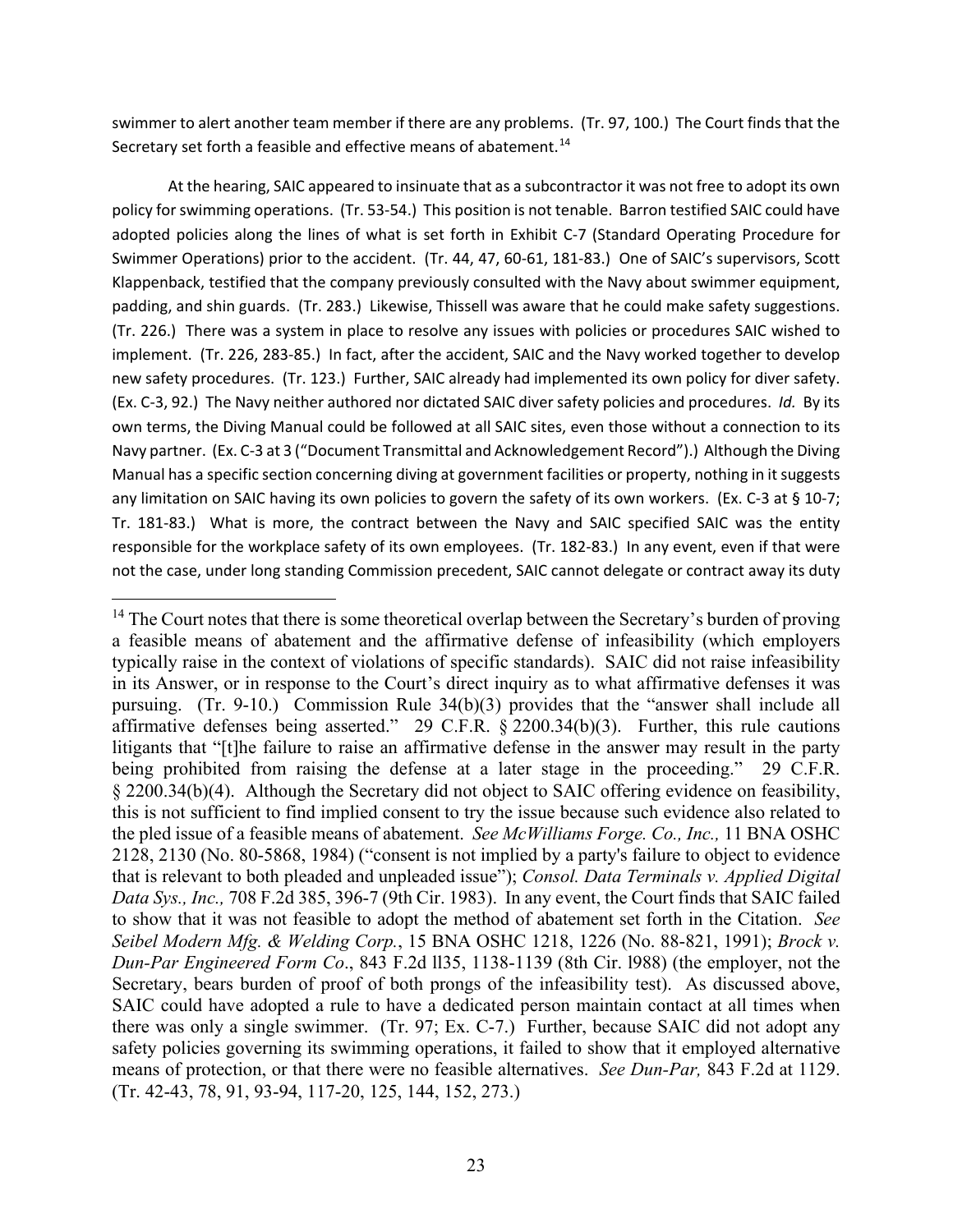swimmer to alert another team member if there are any problems. (Tr. 97, 100.) The Court finds that the Secretary set forth a feasible and effective means of abatement.[14]

At the hearing, SAIC appeared to insinuate that as a subcontractor it was not free to adopt its own policy for swimming operations. (Tr. 53-54.) This position is not tenable. Barron testified SAIC could have adopted policies along the lines of what is set forth in Exhibit C-7 (Standard Operating Procedure for Swimmer Operations) prior to the accident. (Tr. 44, 47, 60-61, 181-83.) One of SAIC's supervisors, Scott Klappenback, testified that the company previously consulted with the Navy about swimmer equipment, padding, and shin guards. (Tr. 283.) Likewise, Thissell was aware that he could make safety suggestions. (Tr. 226.) There was a system in place to resolve any issues with policies or procedures SAIC wished to implement. (Tr. 226, 283-85.) In fact, after the accident, SAIC and the Navy worked together to develop new safety procedures. (Tr. 123.) Further, SAIC already had implemented its own policy for diver safety. (Ex. C-3, 92.) The Navy neither authored nor dictated SAIC diver safety policies and procedures. *Id.* By its own terms, the Diving Manual could be followed at all SAIC sites, even those without a connection to its Navy partner. (Ex. C-3 at 3 ("Document Transmittal and Acknowledgement Record").) Although the Diving Manual has a specific section concerning diving at government facilities or property, nothing in it suggests any limitation on SAIC having its own policies to govern the safety of its own workers. (Ex. C-3 at § 10-7; Tr. 181-83.) What is more, the contract between the Navy and SAIC specified SAIC was the entity responsible for the workplace safety of its own employees. (Tr. 182-83.) In any event, even if that were not the case, under long standing Commission precedent, SAIC cannot delegate or contract away its duty

---

[14] The Court notes that there is some theoretical overlap between the Secretary's burden of proving a feasible means of abatement and the affirmative defense of infeasibility (which employers typically raise in the context of violations of specific standards). SAIC did not raise infeasibility in its Answer, or in response to the Court's direct inquiry as to what affirmative defenses it was pursuing. (Tr. 9-10.) Commission Rule 34(b)(3) provides that the "answer shall include all affirmative defenses being asserted." 29 C.F.R. § 2200.34(b)(3). Further, this rule cautions litigants that "[t]he failure to raise an affirmative defense in the answer may result in the party being prohibited from raising the defense at a later stage in the proceeding." 29 C.F.R. § 2200.34(b)(4). Although the Secretary did not object to SAIC offering evidence on feasibility, this is not sufficient to find implied consent to try the issue because such evidence also related to the pled issue of a feasible means of abatement. *See McWilliams Forge. Co., Inc.,* 11 BNA OSHC 2128, 2130 (No. 80-5868, 1984) ("consent is not implied by a party's failure to object to evidence that is relevant to both pleaded and unpleaded issue"); *Consol. Data Terminals v. Applied Digital Data Sys., Inc.,* 708 F.2d 385, 396-7 (9th Cir. 1983). In any event, the Court finds that SAIC failed to show that it was not feasible to adopt the method of abatement set forth in the Citation. *See Seibel Modern Mfg. & Welding Corp.*, 15 BNA OSHC 1218, 1226 (No. 88-821, 1991); *Brock v. Dun-Par Engineered Form Co*., 843 F.2d ll35, 1138-1139 (8th Cir. l988) (the employer, not the Secretary, bears burden of proof of both prongs of the infeasibility test). As discussed above, SAIC could have adopted a rule to have a dedicated person maintain contact at all times when there was only a single swimmer. (Tr. 97; Ex. C-7.) Further, because SAIC did not adopt any safety policies governing its swimming operations, it failed to show that it employed alternative means of protection, or that there were no feasible alternatives. *See Dun-Par,* 843 F.2d at 1129. (Tr. 42-43, 78, 91, 93-94, 117-20, 125, 144, 152, 273.)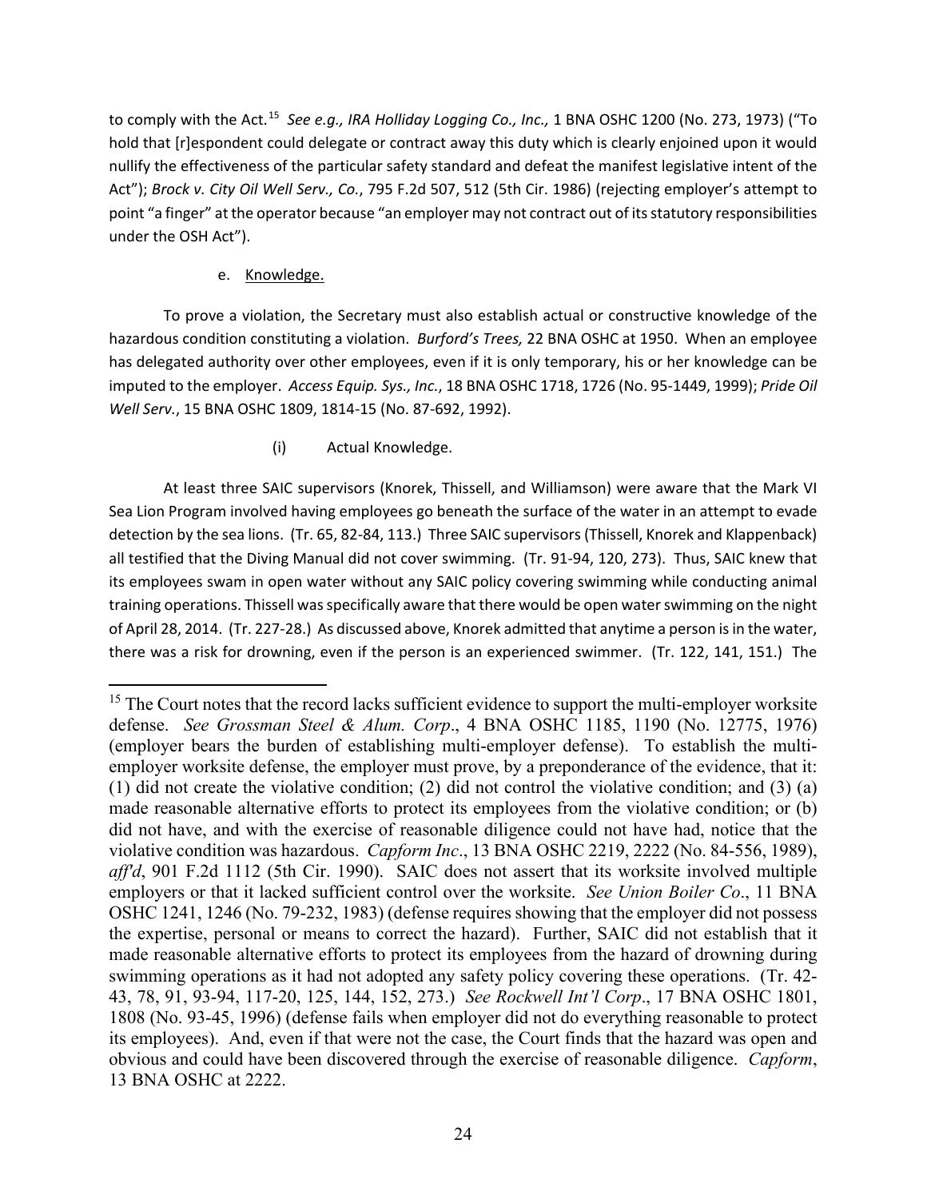to comply with the Act.[15] *See e.g., IRA Holliday Logging Co., Inc.,* 1 BNA OSHC 1200 (No. 273, 1973) ("To hold that [r]espondent could delegate or contract away this duty which is clearly enjoined upon it would nullify the effectiveness of the particular safety standard and defeat the manifest legislative intent of the Act"); *Brock v. City Oil Well Serv., Co.*, 795 F.2d 507, 512 (5th Cir. 1986) (rejecting employer's attempt to point "a finger" at the operator because "an employer may not contract out of its statutory responsibilities under the OSH Act").

e. Knowledge.

To prove a violation, the Secretary must also establish actual or constructive knowledge of the hazardous condition constituting a violation. *Burford's Trees,* 22 BNA OSHC at 1950. When an employee has delegated authority over other employees, even if it is only temporary, his or her knowledge can be imputed to the employer. *Access Equip. Sys., Inc.*, 18 BNA OSHC 1718, 1726 (No. 95-1449, 1999); *Pride Oil Well Serv.*, 15 BNA OSHC 1809, 1814-15 (No. 87-692, 1992).

(i) Actual Knowledge.

At least three SAIC supervisors (Knorek, Thissell, and Williamson) were aware that the Mark VI Sea Lion Program involved having employees go beneath the surface of the water in an attempt to evade detection by the sea lions. (Tr. 65, 82-84, 113.) Three SAIC supervisors (Thissell, Knorek and Klappenback) all testified that the Diving Manual did not cover swimming. (Tr. 91-94, 120, 273). Thus, SAIC knew that its employees swam in open water without any SAIC policy covering swimming while conducting animal training operations. Thissell was specifically aware that there would be open water swimming on the night of April 28, 2014. (Tr. 227-28.) As discussed above, Knorek admitted that anytime a person is in the water, there was a risk for drowning, even if the person is an experienced swimmer. (Tr. 122, 141, 151.) The

---

[15] The Court notes that the record lacks sufficient evidence to support the multi-employer worksite defense. *See Grossman Steel & Alum. Corp*., 4 BNA OSHC 1185, 1190 (No. 12775, 1976) (employer bears the burden of establishing multi-employer defense). To establish the multi-employer worksite defense, the employer must prove, by a preponderance of the evidence, that it: (1) did not create the violative condition; (2) did not control the violative condition; and (3) (a) made reasonable alternative efforts to protect its employees from the violative condition; or (b) did not have, and with the exercise of reasonable diligence could not have had, notice that the violative condition was hazardous. *Capform Inc*., 13 BNA OSHC 2219, 2222 (No. 84-556, 1989), *aff'd*, 901 F.2d 1112 (5th Cir. 1990). SAIC does not assert that its worksite involved multiple employers or that it lacked sufficient control over the worksite. *See Union Boiler Co*., 11 BNA OSHC 1241, 1246 (No. 79-232, 1983) (defense requires showing that the employer did not possess the expertise, personal or means to correct the hazard). Further, SAIC did not establish that it made reasonable alternative efforts to protect its employees from the hazard of drowning during swimming operations as it had not adopted any safety policy covering these operations. (Tr. 42-43, 78, 91, 93-94, 117-20, 125, 144, 152, 273.) *See Rockwell Int'l Corp*., 17 BNA OSHC 1801, 1808 (No. 93-45, 1996) (defense fails when employer did not do everything reasonable to protect its employees). And, even if that were not the case, the Court finds that the hazard was open and obvious and could have been discovered through the exercise of reasonable diligence. *Capform*, 13 BNA OSHC at 2222.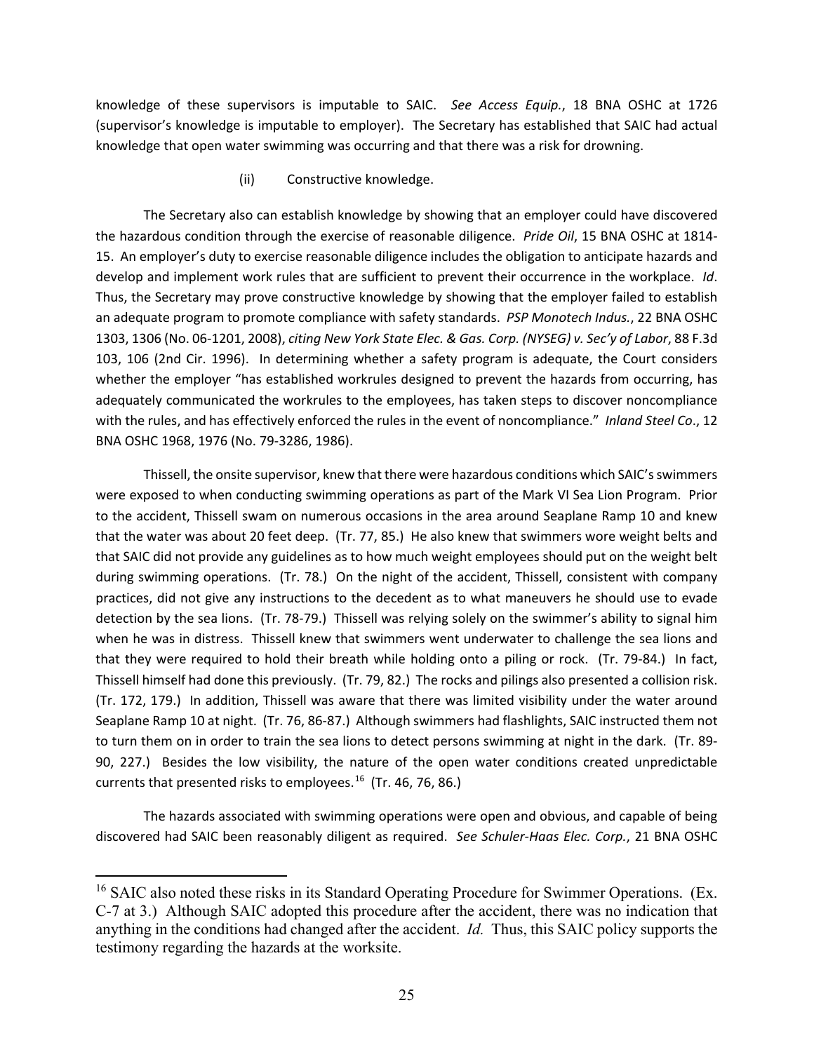knowledge of these supervisors is imputable to SAIC. *See Access Equip.*, 18 BNA OSHC at 1726 (supervisor's knowledge is imputable to employer). The Secretary has established that SAIC had actual knowledge that open water swimming was occurring and that there was a risk for drowning.

(ii) Constructive knowledge.

The Secretary also can establish knowledge by showing that an employer could have discovered the hazardous condition through the exercise of reasonable diligence. *Pride Oil*, 15 BNA OSHC at 1814-15. An employer's duty to exercise reasonable diligence includes the obligation to anticipate hazards and develop and implement work rules that are sufficient to prevent their occurrence in the workplace. *Id*. Thus, the Secretary may prove constructive knowledge by showing that the employer failed to establish an adequate program to promote compliance with safety standards. *PSP Monotech Indus.*, 22 BNA OSHC 1303, 1306 (No. 06-1201, 2008), *citing New York State Elec. & Gas. Corp. (NYSEG) v. Sec'y of Labor*, 88 F.3d 103, 106 (2nd Cir. 1996). In determining whether a safety program is adequate, the Court considers whether the employer "has established workrules designed to prevent the hazards from occurring, has adequately communicated the workrules to the employees, has taken steps to discover noncompliance with the rules, and has effectively enforced the rules in the event of noncompliance." *Inland Steel Co*., 12 BNA OSHC 1968, 1976 (No. 79-3286, 1986).

Thissell, the onsite supervisor, knew that there were hazardous conditions which SAIC's swimmers were exposed to when conducting swimming operations as part of the Mark VI Sea Lion Program. Prior to the accident, Thissell swam on numerous occasions in the area around Seaplane Ramp 10 and knew that the water was about 20 feet deep. (Tr. 77, 85.) He also knew that swimmers wore weight belts and that SAIC did not provide any guidelines as to how much weight employees should put on the weight belt during swimming operations. (Tr. 78.) On the night of the accident, Thissell, consistent with company practices, did not give any instructions to the decedent as to what maneuvers he should use to evade detection by the sea lions. (Tr. 78-79.) Thissell was relying solely on the swimmer's ability to signal him when he was in distress. Thissell knew that swimmers went underwater to challenge the sea lions and that they were required to hold their breath while holding onto a piling or rock. (Tr. 79-84.) In fact, Thissell himself had done this previously. (Tr. 79, 82.) The rocks and pilings also presented a collision risk. (Tr. 172, 179.) In addition, Thissell was aware that there was limited visibility under the water around Seaplane Ramp 10 at night. (Tr. 76, 86-87.) Although swimmers had flashlights, SAIC instructed them not to turn them on in order to train the sea lions to detect persons swimming at night in the dark. (Tr. 89-90, 227.) Besides the low visibility, the nature of the open water conditions created unpredictable currents that presented risks to employees.[16] (Tr. 46, 76, 86.)

The hazards associated with swimming operations were open and obvious, and capable of being discovered had SAIC been reasonably diligent as required. *See Schuler-Haas Elec. Corp.*, 21 BNA OSHC

---

[16] SAIC also noted these risks in its Standard Operating Procedure for Swimmer Operations. (Ex. C-7 at 3.) Although SAIC adopted this procedure after the accident, there was no indication that anything in the conditions had changed after the accident. *Id.* Thus, this SAIC policy supports the testimony regarding the hazards at the worksite.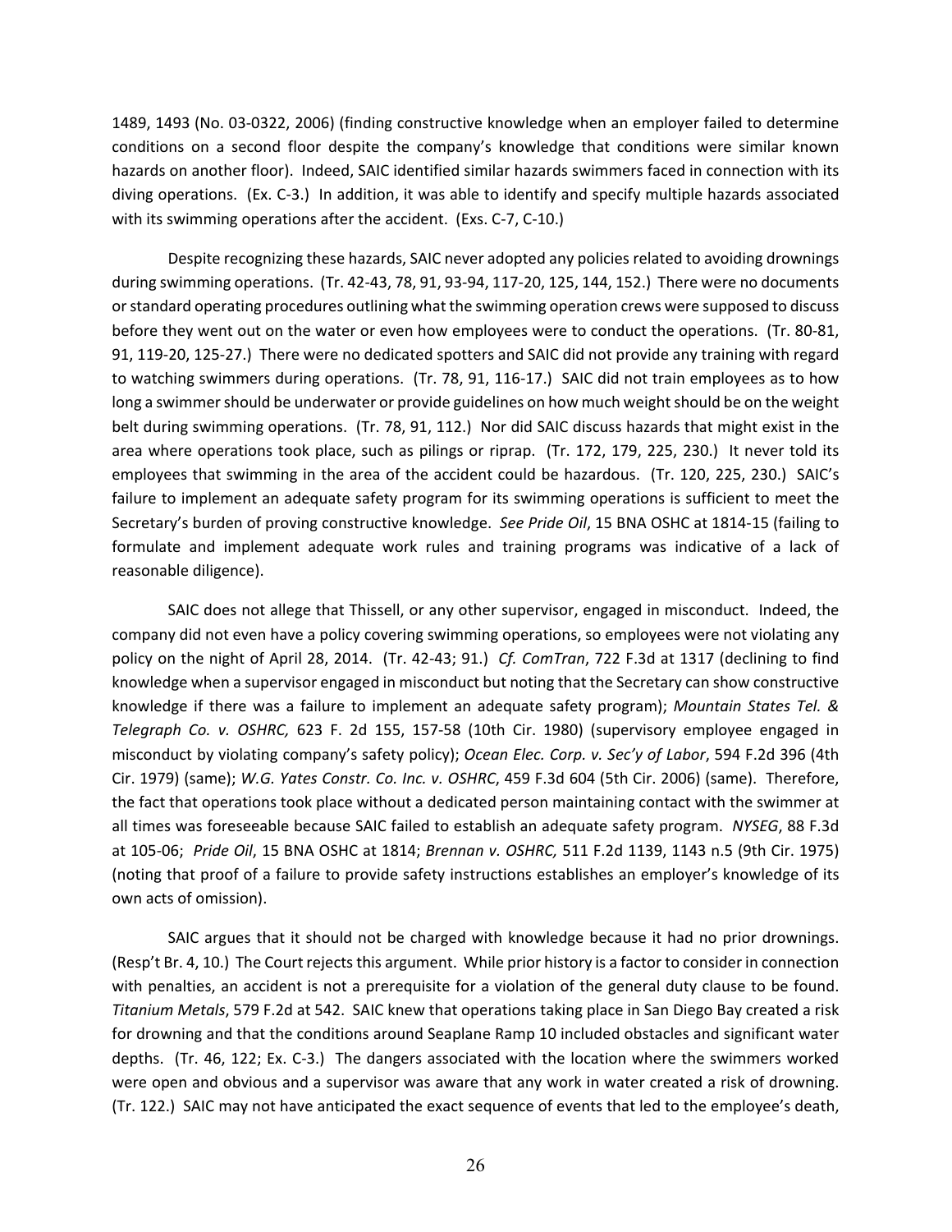1489, 1493 (No. 03-0322, 2006) (finding constructive knowledge when an employer failed to determine conditions on a second floor despite the company's knowledge that conditions were similar known hazards on another floor). Indeed, SAIC identified similar hazards swimmers faced in connection with its diving operations. (Ex. C-3.) In addition, it was able to identify and specify multiple hazards associated with its swimming operations after the accident. (Exs. C-7, C-10.)

Despite recognizing these hazards, SAIC never adopted any policies related to avoiding drownings during swimming operations. (Tr. 42-43, 78, 91, 93-94, 117-20, 125, 144, 152.) There were no documents or standard operating procedures outlining what the swimming operation crews were supposed to discuss before they went out on the water or even how employees were to conduct the operations. (Tr. 80-81, 91, 119-20, 125-27.) There were no dedicated spotters and SAIC did not provide any training with regard to watching swimmers during operations. (Tr. 78, 91, 116-17.) SAIC did not train employees as to how long a swimmer should be underwater or provide guidelines on how much weight should be on the weight belt during swimming operations. (Tr. 78, 91, 112.) Nor did SAIC discuss hazards that might exist in the area where operations took place, such as pilings or riprap. (Tr. 172, 179, 225, 230.) It never told its employees that swimming in the area of the accident could be hazardous. (Tr. 120, 225, 230.) SAIC's failure to implement an adequate safety program for its swimming operations is sufficient to meet the Secretary's burden of proving constructive knowledge. *See Pride Oil*, 15 BNA OSHC at 1814-15 (failing to formulate and implement adequate work rules and training programs was indicative of a lack of reasonable diligence).

SAIC does not allege that Thissell, or any other supervisor, engaged in misconduct. Indeed, the company did not even have a policy covering swimming operations, so employees were not violating any policy on the night of April 28, 2014. (Tr. 42-43; 91.) *Cf. ComTran*, 722 F.3d at 1317 (declining to find knowledge when a supervisor engaged in misconduct but noting that the Secretary can show constructive knowledge if there was a failure to implement an adequate safety program); *Mountain States Tel. & Telegraph Co. v. OSHRC,* 623 F. 2d 155, 157-58 (10th Cir. 1980) (supervisory employee engaged in misconduct by violating company's safety policy); *Ocean Elec. Corp. v. Sec'y of Labor*, 594 F.2d 396 (4th Cir. 1979) (same); *W.G. Yates Constr. Co. Inc. v. OSHRC*, 459 F.3d 604 (5th Cir. 2006) (same). Therefore, the fact that operations took place without a dedicated person maintaining contact with the swimmer at all times was foreseeable because SAIC failed to establish an adequate safety program. *NYSEG*, 88 F.3d at 105-06; *Pride Oil*, 15 BNA OSHC at 1814; *Brennan v. OSHRC,* 511 F.2d 1139, 1143 n.5 (9th Cir. 1975) (noting that proof of a failure to provide safety instructions establishes an employer's knowledge of its own acts of omission).

SAIC argues that it should not be charged with knowledge because it had no prior drownings. (Resp't Br. 4, 10.) The Court rejects this argument. While prior history is a factor to consider in connection with penalties, an accident is not a prerequisite for a violation of the general duty clause to be found. *Titanium Metals*, 579 F.2d at 542. SAIC knew that operations taking place in San Diego Bay created a risk for drowning and that the conditions around Seaplane Ramp 10 included obstacles and significant water depths. (Tr. 46, 122; Ex. C-3.) The dangers associated with the location where the swimmers worked were open and obvious and a supervisor was aware that any work in water created a risk of drowning. (Tr. 122.) SAIC may not have anticipated the exact sequence of events that led to the employee's death,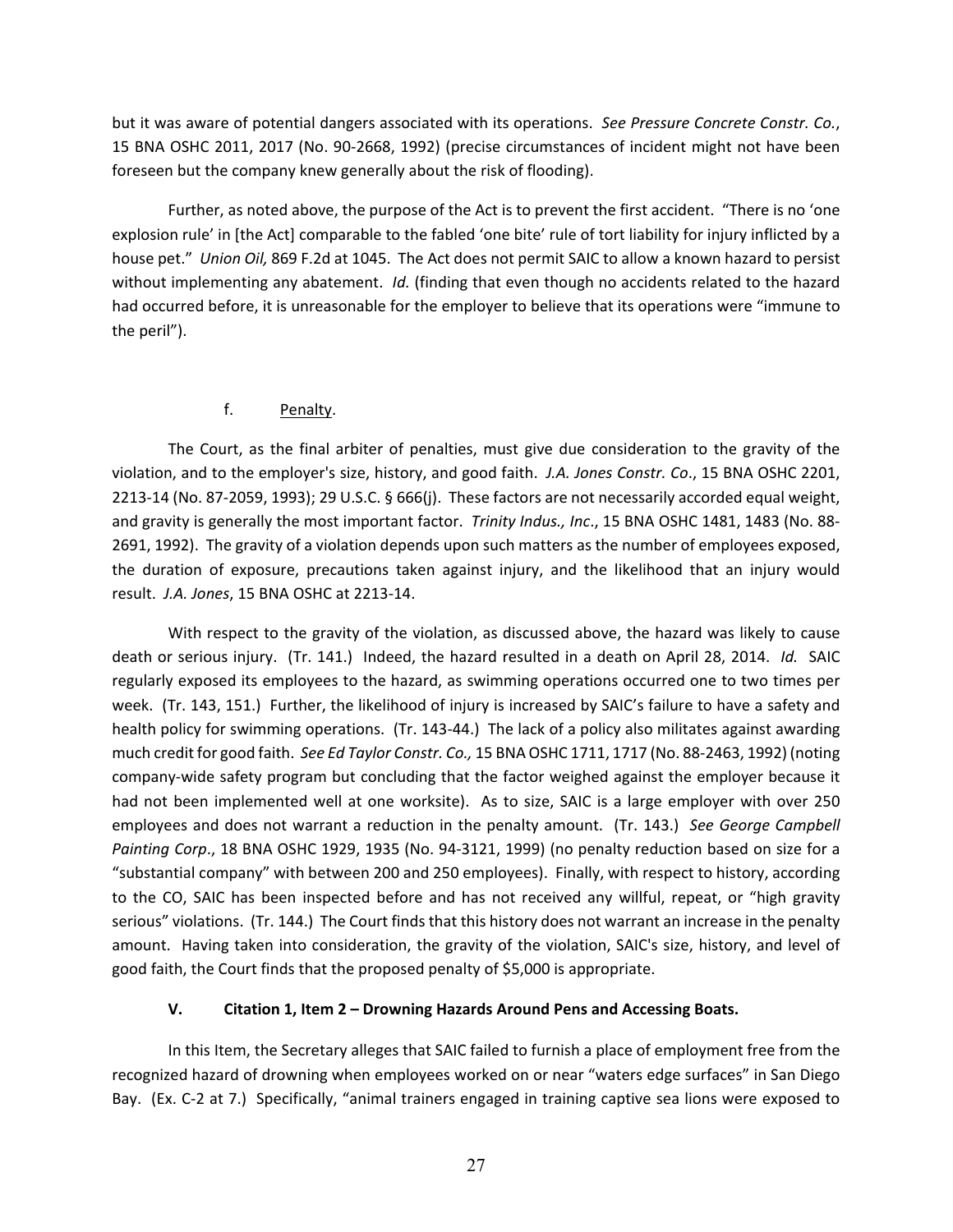but it was aware of potential dangers associated with its operations. *See Pressure Concrete Constr. Co.*, 15 BNA OSHC 2011, 2017 (No. 90-2668, 1992) (precise circumstances of incident might not have been foreseen but the company knew generally about the risk of flooding).

Further, as noted above, the purpose of the Act is to prevent the first accident. "There is no 'one explosion rule' in [the Act] comparable to the fabled 'one bite' rule of tort liability for injury inflicted by a house pet." *Union Oil,* 869 F.2d at 1045. The Act does not permit SAIC to allow a known hazard to persist without implementing any abatement. *Id.* (finding that even though no accidents related to the hazard had occurred before, it is unreasonable for the employer to believe that its operations were "immune to the peril").

f. Penalty.

The Court, as the final arbiter of penalties, must give due consideration to the gravity of the violation, and to the employer's size, history, and good faith. *J.A. Jones Constr. Co*., 15 BNA OSHC 2201, 2213-14 (No. 87-2059, 1993); 29 U.S.C. § 666(j). These factors are not necessarily accorded equal weight, and gravity is generally the most important factor. *Trinity Indus., Inc*., 15 BNA OSHC 1481, 1483 (No. 88-2691, 1992). The gravity of a violation depends upon such matters as the number of employees exposed, the duration of exposure, precautions taken against injury, and the likelihood that an injury would result. *J.A. Jones*, 15 BNA OSHC at 2213-14.

With respect to the gravity of the violation, as discussed above, the hazard was likely to cause death or serious injury. (Tr. 141.) Indeed, the hazard resulted in a death on April 28, 2014. *Id.* SAIC regularly exposed its employees to the hazard, as swimming operations occurred one to two times per week. (Tr. 143, 151.) Further, the likelihood of injury is increased by SAIC's failure to have a safety and health policy for swimming operations. (Tr. 143-44.) The lack of a policy also militates against awarding much credit for good faith. *See Ed Taylor Constr. Co.,* 15 BNA OSHC 1711, 1717 (No. 88-2463, 1992) (noting company-wide safety program but concluding that the factor weighed against the employer because it had not been implemented well at one worksite). As to size, SAIC is a large employer with over 250 employees and does not warrant a reduction in the penalty amount. (Tr. 143.) *See George Campbell Painting Corp*., 18 BNA OSHC 1929, 1935 (No. 94-3121, 1999) (no penalty reduction based on size for a "substantial company" with between 200 and 250 employees). Finally, with respect to history, according to the CO, SAIC has been inspected before and has not received any willful, repeat, or "high gravity serious" violations. (Tr. 144.) The Court finds that this history does not warrant an increase in the penalty amount. Having taken into consideration, the gravity of the violation, SAIC's size, history, and level of good faith, the Court finds that the proposed penalty of $5,000 is appropriate.

### V. Citation 1, Item 2 – Drowning Hazards Around Pens and Accessing Boats.

In this Item, the Secretary alleges that SAIC failed to furnish a place of employment free from the recognized hazard of drowning when employees worked on or near "waters edge surfaces" in San Diego Bay. (Ex. C-2 at 7.) Specifically, "animal trainers engaged in training captive sea lions were exposed to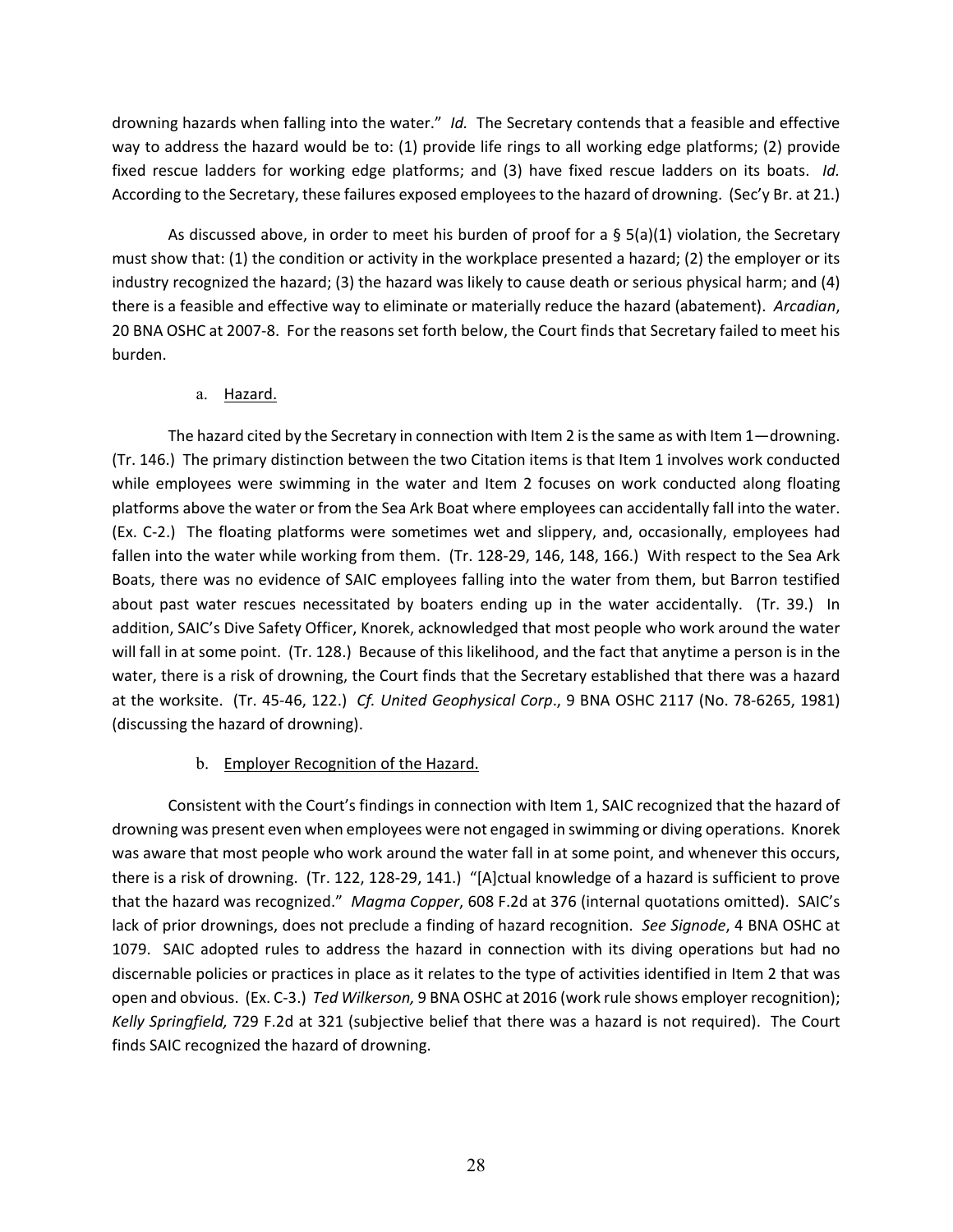drowning hazards when falling into the water." *Id.* The Secretary contends that a feasible and effective way to address the hazard would be to: (1) provide life rings to all working edge platforms; (2) provide fixed rescue ladders for working edge platforms; and (3) have fixed rescue ladders on its boats. *Id.* According to the Secretary, these failures exposed employees to the hazard of drowning. (Sec'y Br. at 21.)

As discussed above, in order to meet his burden of proof for a § 5(a)(1) violation, the Secretary must show that: (1) the condition or activity in the workplace presented a hazard; (2) the employer or its industry recognized the hazard; (3) the hazard was likely to cause death or serious physical harm; and (4) there is a feasible and effective way to eliminate or materially reduce the hazard (abatement). *Arcadian*, 20 BNA OSHC at 2007-8. For the reasons set forth below, the Court finds that Secretary failed to meet his burden.

a. Hazard.

The hazard cited by the Secretary in connection with Item 2 is the same as with Item 1—drowning. (Tr. 146.) The primary distinction between the two Citation items is that Item 1 involves work conducted while employees were swimming in the water and Item 2 focuses on work conducted along floating platforms above the water or from the Sea Ark Boat where employees can accidentally fall into the water. (Ex. C-2.) The floating platforms were sometimes wet and slippery, and, occasionally, employees had fallen into the water while working from them. (Tr. 128-29, 146, 148, 166.) With respect to the Sea Ark Boats, there was no evidence of SAIC employees falling into the water from them, but Barron testified about past water rescues necessitated by boaters ending up in the water accidentally. (Tr. 39.) In addition, SAIC's Dive Safety Officer, Knorek, acknowledged that most people who work around the water will fall in at some point. (Tr. 128.) Because of this likelihood, and the fact that anytime a person is in the water, there is a risk of drowning, the Court finds that the Secretary established that there was a hazard at the worksite. (Tr. 45-46, 122.) *Cf. United Geophysical Corp*., 9 BNA OSHC 2117 (No. 78-6265, 1981) (discussing the hazard of drowning).

b. Employer Recognition of the Hazard.

Consistent with the Court's findings in connection with Item 1, SAIC recognized that the hazard of drowning was present even when employees were not engaged in swimming or diving operations. Knorek was aware that most people who work around the water fall in at some point, and whenever this occurs, there is a risk of drowning. (Tr. 122, 128-29, 141.) "[A]ctual knowledge of a hazard is sufficient to prove that the hazard was recognized." *Magma Copper*, 608 F.2d at 376 (internal quotations omitted). SAIC's lack of prior drownings, does not preclude a finding of hazard recognition. *See Signode*, 4 BNA OSHC at 1079. SAIC adopted rules to address the hazard in connection with its diving operations but had no discernable policies or practices in place as it relates to the type of activities identified in Item 2 that was open and obvious. (Ex. C-3.) *Ted Wilkerson,* 9 BNA OSHC at 2016 (work rule shows employer recognition); *Kelly Springfield,* 729 F.2d at 321 (subjective belief that there was a hazard is not required). The Court finds SAIC recognized the hazard of drowning.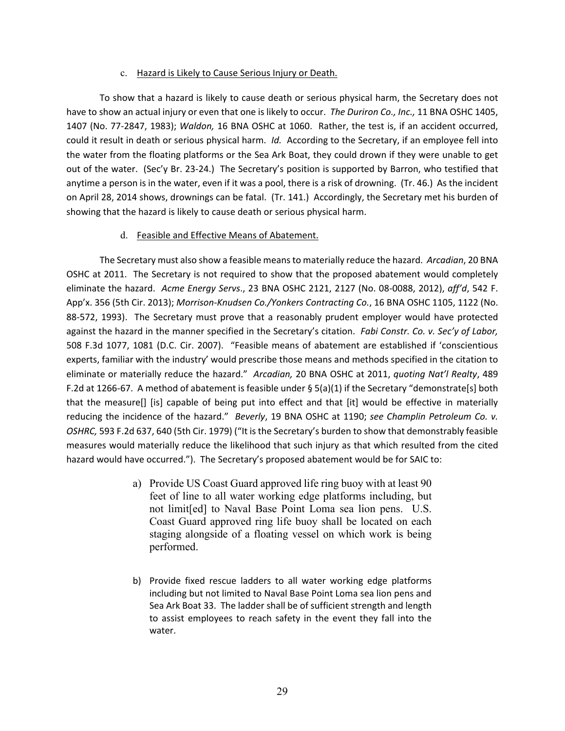c. <u>Hazard is Likely to Cause Serious Injury or Death.</u>

To show that a hazard is likely to cause death or serious physical harm, the Secretary does not have to show an actual injury or even that one is likely to occur. *The Duriron Co., Inc.,* 11 BNA OSHC 1405, 1407 (No. 77-2847, 1983); *Waldon,* 16 BNA OSHC at 1060. Rather, the test is, if an accident occurred, could it result in death or serious physical harm. *Id.* According to the Secretary, if an employee fell into the water from the floating platforms or the Sea Ark Boat, they could drown if they were unable to get out of the water. (Sec'y Br. 23-24.) The Secretary's position is supported by Barron, who testified that anytime a person is in the water, even if it was a pool, there is a risk of drowning. (Tr. 46.) As the incident on April 28, 2014 shows, drownings can be fatal. (Tr. 141.) Accordingly, the Secretary met his burden of showing that the hazard is likely to cause death or serious physical harm.

d. <u>Feasible and Effective Means of Abatement.</u>

The Secretary must also show a feasible means to materially reduce the hazard. *Arcadian*, 20 BNA OSHC at 2011. The Secretary is not required to show that the proposed abatement would completely eliminate the hazard. *Acme Energy Servs*., 23 BNA OSHC 2121, 2127 (No. 08-0088, 2012), *aff'd*, 542 F. App'x. 356 (5th Cir. 2013); *Morrison-Knudsen Co./Yonkers Contracting Co.*, 16 BNA OSHC 1105, 1122 (No. 88-572, 1993). The Secretary must prove that a reasonably prudent employer would have protected against the hazard in the manner specified in the Secretary's citation. *Fabi Constr. Co. v. Sec'y of Labor,* 508 F.3d 1077, 1081 (D.C. Cir. 2007). "Feasible means of abatement are established if 'conscientious experts, familiar with the industry' would prescribe those means and methods specified in the citation to eliminate or materially reduce the hazard." *Arcadian,* 20 BNA OSHC at 2011, *quoting Nat'l Realty*, 489 F.2d at 1266-67. A method of abatement is feasible under § 5(a)(1) if the Secretary "demonstrate[s] both that the measure[] [is] capable of being put into effect and that [it] would be effective in materially reducing the incidence of the hazard." *Beverly*, 19 BNA OSHC at 1190; *see Champlin Petroleum Co. v. OSHRC,* 593 F.2d 637, 640 (5th Cir. 1979) ("It is the Secretary's burden to show that demonstrably feasible measures would materially reduce the likelihood that such injury as that which resulted from the cited hazard would have occurred."). The Secretary's proposed abatement would be for SAIC to:

> a) Provide US Coast Guard approved life ring buoy with at least 90 feet of line to all water working edge platforms including, but not limit[ed] to Naval Base Point Loma sea lion pens. U.S. Coast Guard approved ring life buoy shall be located on each staging alongside of a floating vessel on which work is being performed.
>
> b) Provide fixed rescue ladders to all water working edge platforms including but not limited to Naval Base Point Loma sea lion pens and Sea Ark Boat 33. The ladder shall be of sufficient strength and length to assist employees to reach safety in the event they fall into the water.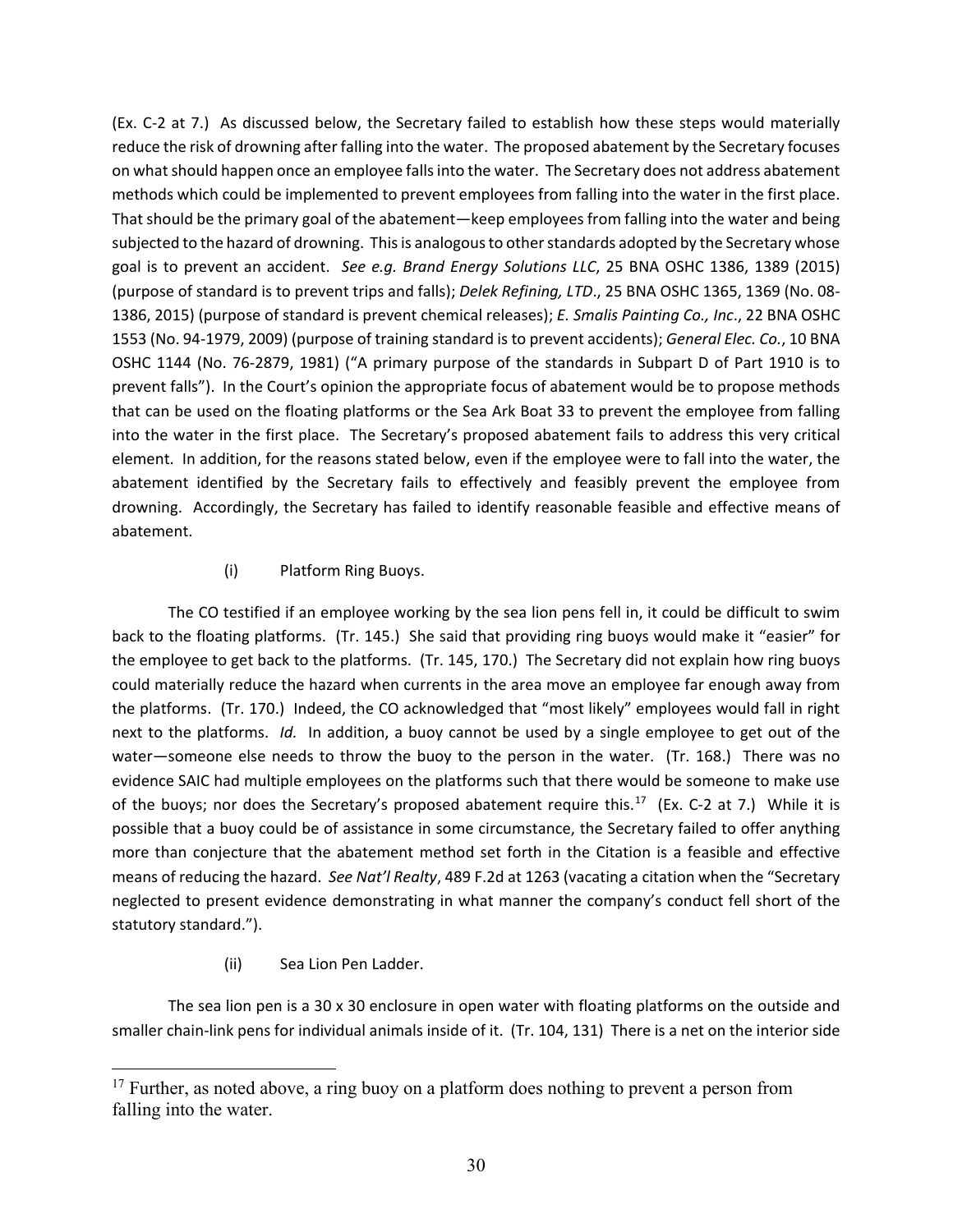(Ex. C-2 at 7.) As discussed below, the Secretary failed to establish how these steps would materially reduce the risk of drowning after falling into the water. The proposed abatement by the Secretary focuses on what should happen once an employee falls into the water. The Secretary does not address abatement methods which could be implemented to prevent employees from falling into the water in the first place. That should be the primary goal of the abatement—keep employees from falling into the water and being subjected to the hazard of drowning. This is analogous to other standards adopted by the Secretary whose goal is to prevent an accident. *See e.g. Brand Energy Solutions LLC*, 25 BNA OSHC 1386, 1389 (2015) (purpose of standard is to prevent trips and falls); *Delek Refining, LTD*., 25 BNA OSHC 1365, 1369 (No. 08-1386, 2015) (purpose of standard is prevent chemical releases); *E. Smalis Painting Co., Inc*., 22 BNA OSHC 1553 (No. 94-1979, 2009) (purpose of training standard is to prevent accidents); *General Elec. Co.*, 10 BNA OSHC 1144 (No. 76-2879, 1981) ("A primary purpose of the standards in Subpart D of Part 1910 is to prevent falls"). In the Court's opinion the appropriate focus of abatement would be to propose methods that can be used on the floating platforms or the Sea Ark Boat 33 to prevent the employee from falling into the water in the first place. The Secretary's proposed abatement fails to address this very critical element. In addition, for the reasons stated below, even if the employee were to fall into the water, the abatement identified by the Secretary fails to effectively and feasibly prevent the employee from drowning. Accordingly, the Secretary has failed to identify reasonable feasible and effective means of abatement.

(i) Platform Ring Buoys.

The CO testified if an employee working by the sea lion pens fell in, it could be difficult to swim back to the floating platforms. (Tr. 145.) She said that providing ring buoys would make it "easier" for the employee to get back to the platforms. (Tr. 145, 170.) The Secretary did not explain how ring buoys could materially reduce the hazard when currents in the area move an employee far enough away from the platforms. (Tr. 170.) Indeed, the CO acknowledged that "most likely" employees would fall in right next to the platforms. *Id.* In addition, a buoy cannot be used by a single employee to get out of the water—someone else needs to throw the buoy to the person in the water. (Tr. 168.) There was no evidence SAIC had multiple employees on the platforms such that there would be someone to make use of the buoys; nor does the Secretary's proposed abatement require this.[17] (Ex. C-2 at 7.) While it is possible that a buoy could be of assistance in some circumstance, the Secretary failed to offer anything more than conjecture that the abatement method set forth in the Citation is a feasible and effective means of reducing the hazard. *See Nat'l Realty*, 489 F.2d at 1263 (vacating a citation when the "Secretary neglected to present evidence demonstrating in what manner the company's conduct fell short of the statutory standard.").

(ii) Sea Lion Pen Ladder.

The sea lion pen is a 30 x 30 enclosure in open water with floating platforms on the outside and smaller chain-link pens for individual animals inside of it. (Tr. 104, 131) There is a net on the interior side

[17] Further, as noted above, a ring buoy on a platform does nothing to prevent a person from falling into the water.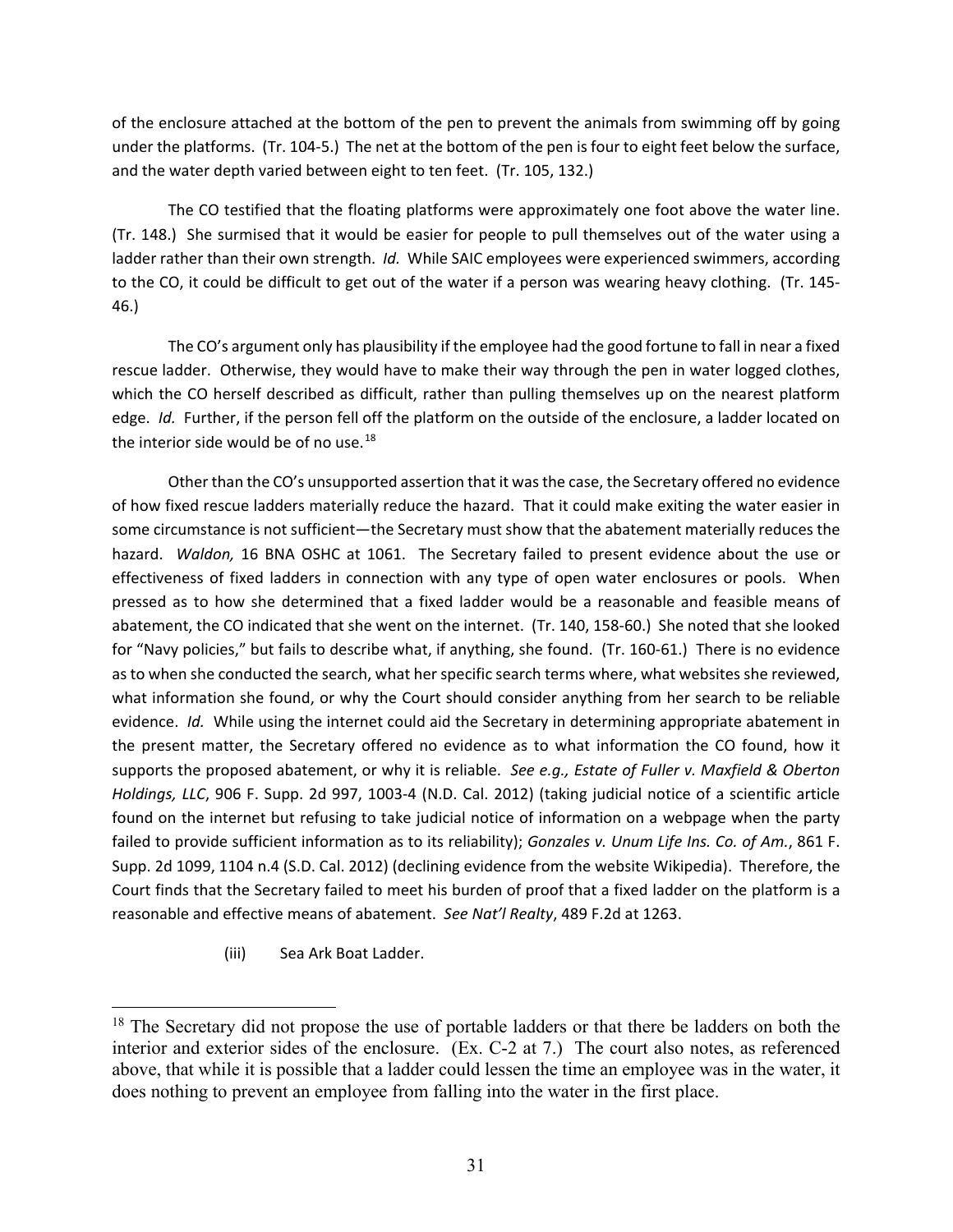of the enclosure attached at the bottom of the pen to prevent the animals from swimming off by going under the platforms. (Tr. 104-5.) The net at the bottom of the pen is four to eight feet below the surface, and the water depth varied between eight to ten feet. (Tr. 105, 132.)

The CO testified that the floating platforms were approximately one foot above the water line. (Tr. 148.) She surmised that it would be easier for people to pull themselves out of the water using a ladder rather than their own strength. *Id.* While SAIC employees were experienced swimmers, according to the CO, it could be difficult to get out of the water if a person was wearing heavy clothing. (Tr. 145-46.)

The CO's argument only has plausibility if the employee had the good fortune to fall in near a fixed rescue ladder. Otherwise, they would have to make their way through the pen in water logged clothes, which the CO herself described as difficult, rather than pulling themselves up on the nearest platform edge. *Id.* Further, if the person fell off the platform on the outside of the enclosure, a ladder located on the interior side would be of no use.[18]

Other than the CO's unsupported assertion that it was the case, the Secretary offered no evidence of how fixed rescue ladders materially reduce the hazard. That it could make exiting the water easier in some circumstance is not sufficient—the Secretary must show that the abatement materially reduces the hazard. *Waldon,* 16 BNA OSHC at 1061. The Secretary failed to present evidence about the use or effectiveness of fixed ladders in connection with any type of open water enclosures or pools. When pressed as to how she determined that a fixed ladder would be a reasonable and feasible means of abatement, the CO indicated that she went on the internet. (Tr. 140, 158-60.) She noted that she looked for "Navy policies," but fails to describe what, if anything, she found. (Tr. 160-61.) There is no evidence as to when she conducted the search, what her specific search terms where, what websites she reviewed, what information she found, or why the Court should consider anything from her search to be reliable evidence. *Id.* While using the internet could aid the Secretary in determining appropriate abatement in the present matter, the Secretary offered no evidence as to what information the CO found, how it supports the proposed abatement, or why it is reliable. *See e.g., Estate of Fuller v. Maxfield & Oberton Holdings, LLC*, 906 F. Supp. 2d 997, 1003-4 (N.D. Cal. 2012) (taking judicial notice of a scientific article found on the internet but refusing to take judicial notice of information on a webpage when the party failed to provide sufficient information as to its reliability); *Gonzales v. Unum Life Ins. Co. of Am.*, 861 F. Supp. 2d 1099, 1104 n.4 (S.D. Cal. 2012) (declining evidence from the website Wikipedia). Therefore, the Court finds that the Secretary failed to meet his burden of proof that a fixed ladder on the platform is a reasonable and effective means of abatement. *See Nat'l Realty*, 489 F.2d at 1263.

(iii) Sea Ark Boat Ladder.

---

[18] The Secretary did not propose the use of portable ladders or that there be ladders on both the interior and exterior sides of the enclosure. (Ex. C-2 at 7.) The court also notes, as referenced above, that while it is possible that a ladder could lessen the time an employee was in the water, it does nothing to prevent an employee from falling into the water in the first place.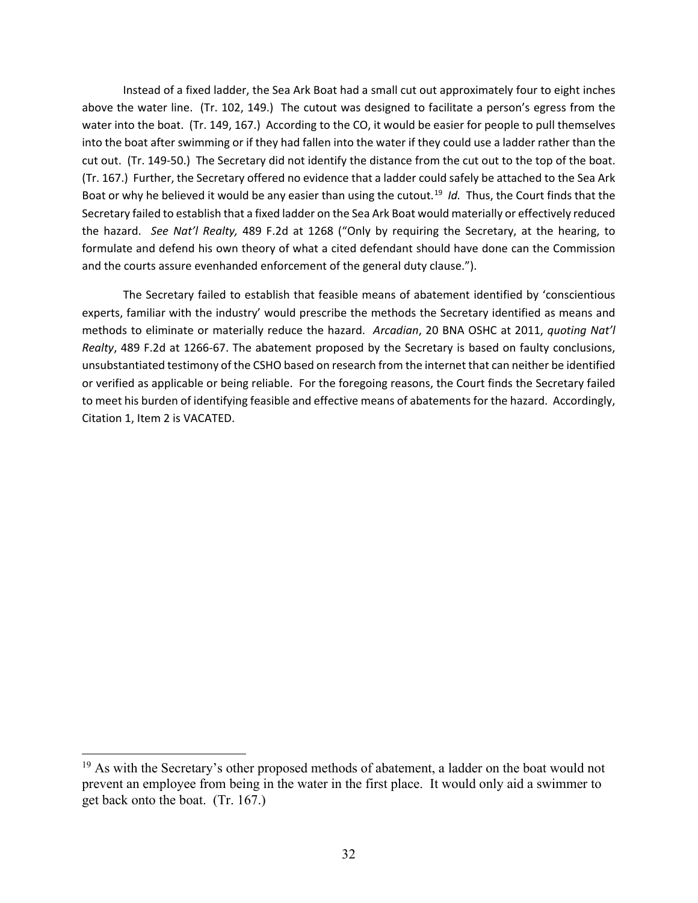Instead of a fixed ladder, the Sea Ark Boat had a small cut out approximately four to eight inches above the water line. (Tr. 102, 149.) The cutout was designed to facilitate a person's egress from the water into the boat. (Tr. 149, 167.) According to the CO, it would be easier for people to pull themselves into the boat after swimming or if they had fallen into the water if they could use a ladder rather than the cut out. (Tr. 149-50.) The Secretary did not identify the distance from the cut out to the top of the boat. (Tr. 167.) Further, the Secretary offered no evidence that a ladder could safely be attached to the Sea Ark Boat or why he believed it would be any easier than using the cutout.[19] *Id.* Thus, the Court finds that the Secretary failed to establish that a fixed ladder on the Sea Ark Boat would materially or effectively reduced the hazard. *See Nat'l Realty,* 489 F.2d at 1268 ("Only by requiring the Secretary, at the hearing, to formulate and defend his own theory of what a cited defendant should have done can the Commission and the courts assure evenhanded enforcement of the general duty clause.").

The Secretary failed to establish that feasible means of abatement identified by 'conscientious experts, familiar with the industry' would prescribe the methods the Secretary identified as means and methods to eliminate or materially reduce the hazard. *Arcadian*, 20 BNA OSHC at 2011, *quoting Nat'l Realty*, 489 F.2d at 1266-67. The abatement proposed by the Secretary is based on faulty conclusions, unsubstantiated testimony of the CSHO based on research from the internet that can neither be identified or verified as applicable or being reliable. For the foregoing reasons, the Court finds the Secretary failed to meet his burden of identifying feasible and effective means of abatements for the hazard. Accordingly, Citation 1, Item 2 is VACATED.

---

[19] As with the Secretary's other proposed methods of abatement, a ladder on the boat would not prevent an employee from being in the water in the first place. It would only aid a swimmer to get back onto the boat. (Tr. 167.)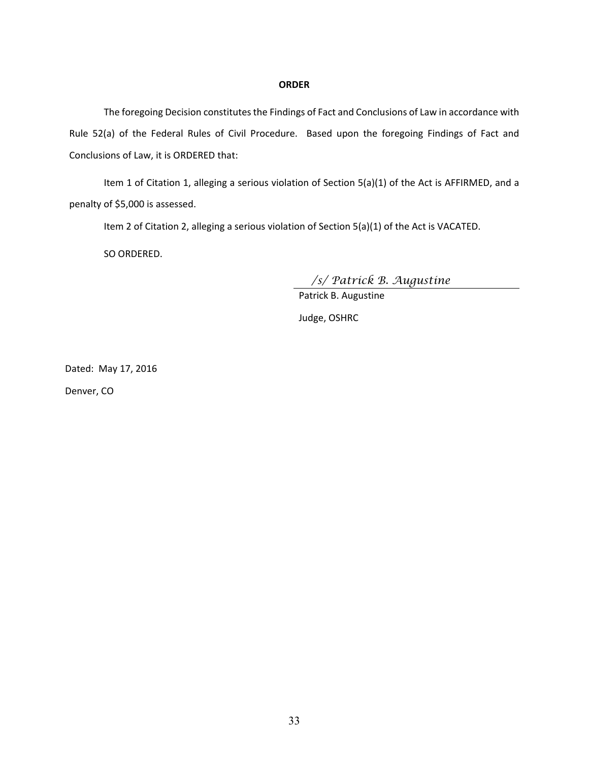## ORDER

The foregoing Decision constitutes the Findings of Fact and Conclusions of Law in accordance with Rule 52(a) of the Federal Rules of Civil Procedure. Based upon the foregoing Findings of Fact and Conclusions of Law, it is ORDERED that:

Item 1 of Citation 1, alleging a serious violation of Section 5(a)(1) of the Act is AFFIRMED, and a penalty of $5,000 is assessed.

Item 2 of Citation 2, alleging a serious violation of Section 5(a)(1) of the Act is VACATED.

SO ORDERED.

*/s/ Patrick B. Augustine*
Patrick B. Augustine
Judge, OSHRC

Dated: May 17, 2016
Denver, CO